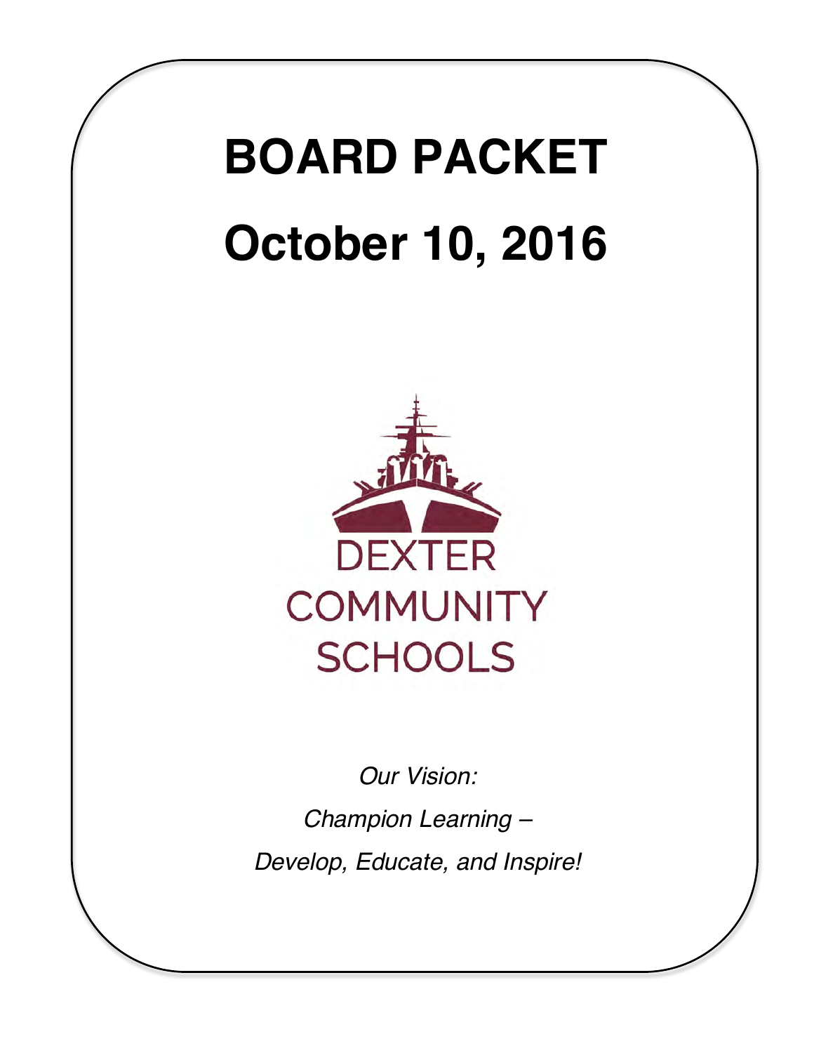# BOARD PACKET

# October 10, 2016

DEXTER COMMUNITY SCHOOLS

*Our Vision:*

*Champion Learning –*

*Develop, Educate, and Inspire!*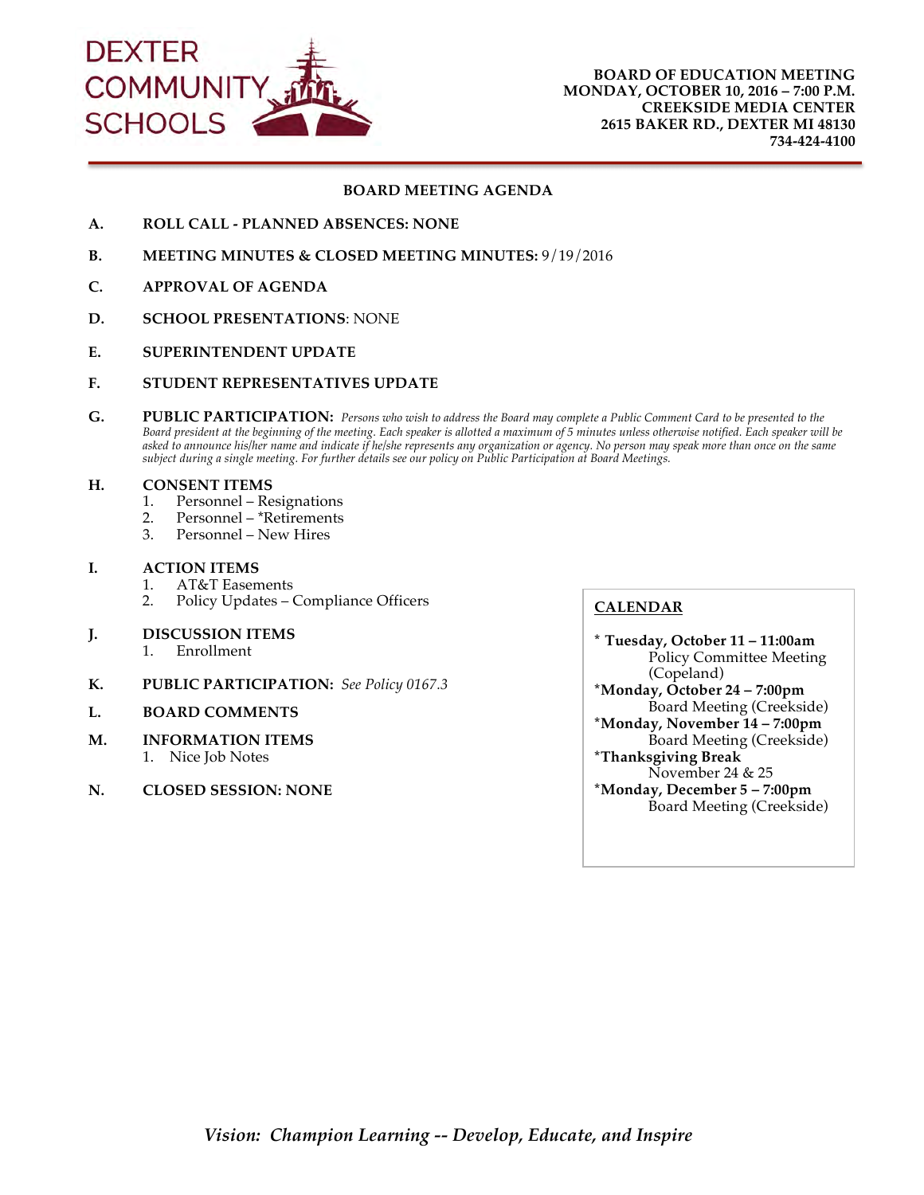DEXTER COMMUNITY SCHOOLS

**BOARD OF EDUCATION MEETING**
**MONDAY, OCTOBER 10, 2016 – 7:00 P.M.**
**CREEKSIDE MEDIA CENTER**
**2615 BAKER RD., DEXTER MI 48130**
**734-424-4100**

## BOARD MEETING AGENDA

**A. ROLL CALL - PLANNED ABSENCES: NONE**

**B. MEETING MINUTES & CLOSED MEETING MINUTES:** 9/19/2016

**C. APPROVAL OF AGENDA**

**D. SCHOOL PRESENTATIONS**: NONE

**E. SUPERINTENDENT UPDATE**

**F. STUDENT REPRESENTATIVES UPDATE**

**G. PUBLIC PARTICIPATION:** *Persons who wish to address the Board may complete a Public Comment Card to be presented to the Board president at the beginning of the meeting. Each speaker is allotted a maximum of 5 minutes unless otherwise notified. Each speaker will be asked to announce his/her name and indicate if he/she represents any organization or agency. No person may speak more than once on the same subject during a single meeting. For further details see our policy on Public Participation at Board Meetings.*

**H. CONSENT ITEMS**
1. Personnel – Resignations
2. Personnel – *Retirements
3. Personnel – New Hires

**I. ACTION ITEMS**
1. AT&T Easements
2. Policy Updates – Compliance Officers

**J. DISCUSSION ITEMS**
1. Enrollment

**K. PUBLIC PARTICIPATION:** *See Policy 0167.3*

**L. BOARD COMMENTS**

**M. INFORMATION ITEMS**
1. Nice Job Notes

**N. CLOSED SESSION: NONE**

### CALENDAR

**\* Tuesday, October 11 – 11:00am**
Policy Committee Meeting (Copeland)

**\*Monday, October 24 – 7:00pm**
Board Meeting (Creekside)

**\*Monday, November 14 – 7:00pm**
Board Meeting (Creekside)

**\*Thanksgiving Break**
November 24 & 25

**\*Monday, December 5 – 7:00pm**
Board Meeting (Creekside)

*Vision: Champion Learning -- Develop, Educate, and Inspire*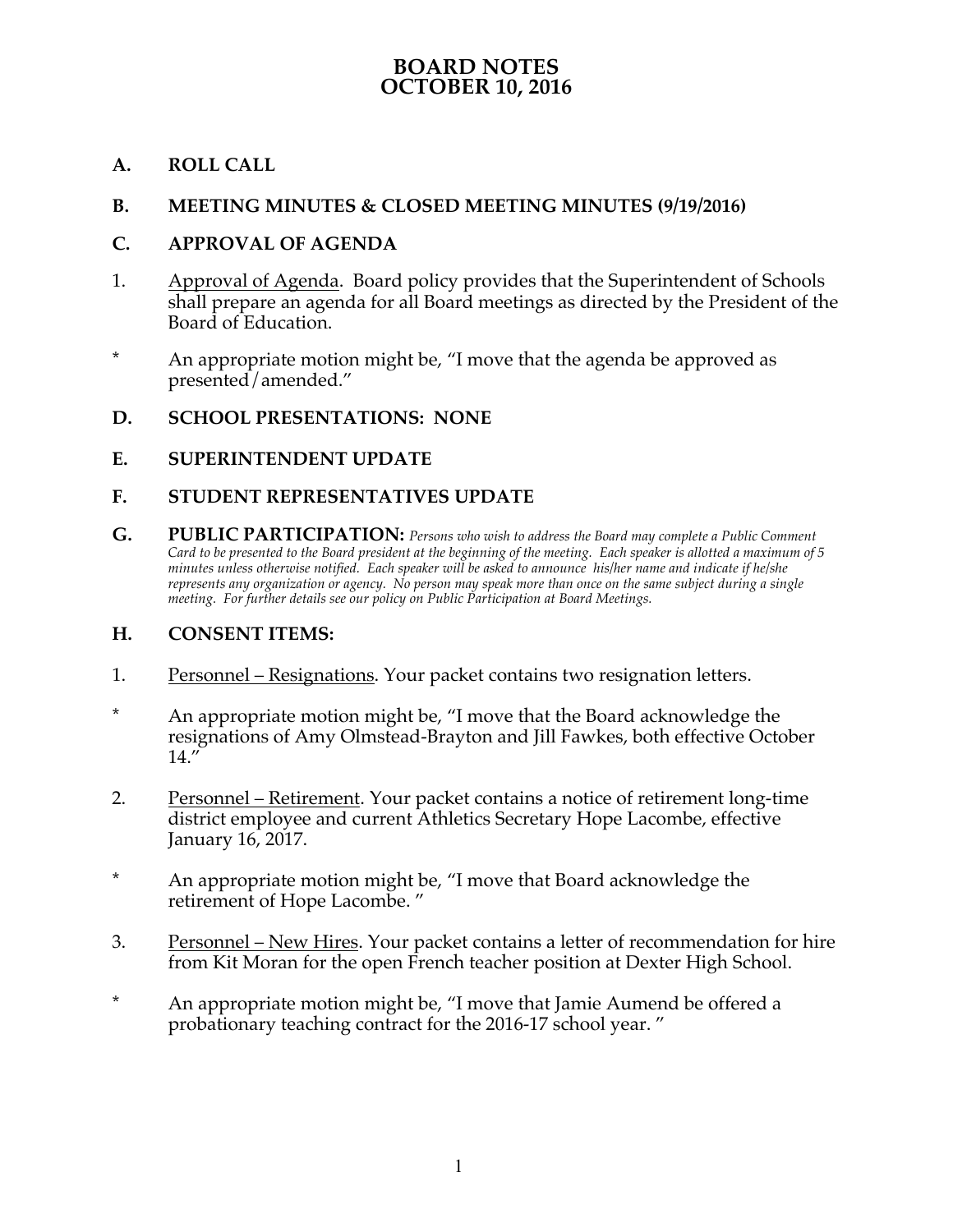# BOARD NOTES
# OCTOBER 10, 2016

## A. ROLL CALL

## B. MEETING MINUTES & CLOSED MEETING MINUTES (9/19/2016)

## C. APPROVAL OF AGENDA

1. Approval of Agenda. Board policy provides that the Superintendent of Schools shall prepare an agenda for all Board meetings as directed by the President of the Board of Education.

\* An appropriate motion might be, "I move that the agenda be approved as presented/amended."

## D. SCHOOL PRESENTATIONS: NONE

## E. SUPERINTENDENT UPDATE

## F. STUDENT REPRESENTATIVES UPDATE

## G. PUBLIC PARTICIPATION:

*Persons who wish to address the Board may complete a Public Comment Card to be presented to the Board president at the beginning of the meeting. Each speaker is allotted a maximum of 5 minutes unless otherwise notified. Each speaker will be asked to announce his/her name and indicate if he/she represents any organization or agency. No person may speak more than once on the same subject during a single meeting. For further details see our policy on Public Participation at Board Meetings.*

## H. CONSENT ITEMS:

1. Personnel – Resignations. Your packet contains two resignation letters.

\* An appropriate motion might be, "I move that the Board acknowledge the resignations of Amy Olmstead-Brayton and Jill Fawkes, both effective October 14."

2. Personnel – Retirement. Your packet contains a notice of retirement long-time district employee and current Athletics Secretary Hope Lacombe, effective January 16, 2017.

\* An appropriate motion might be, "I move that Board acknowledge the retirement of Hope Lacombe. "

3. Personnel – New Hires. Your packet contains a letter of recommendation for hire from Kit Moran for the open French teacher position at Dexter High School.

\* An appropriate motion might be, "I move that Jamie Aumend be offered a probationary teaching contract for the 2016-17 school year. "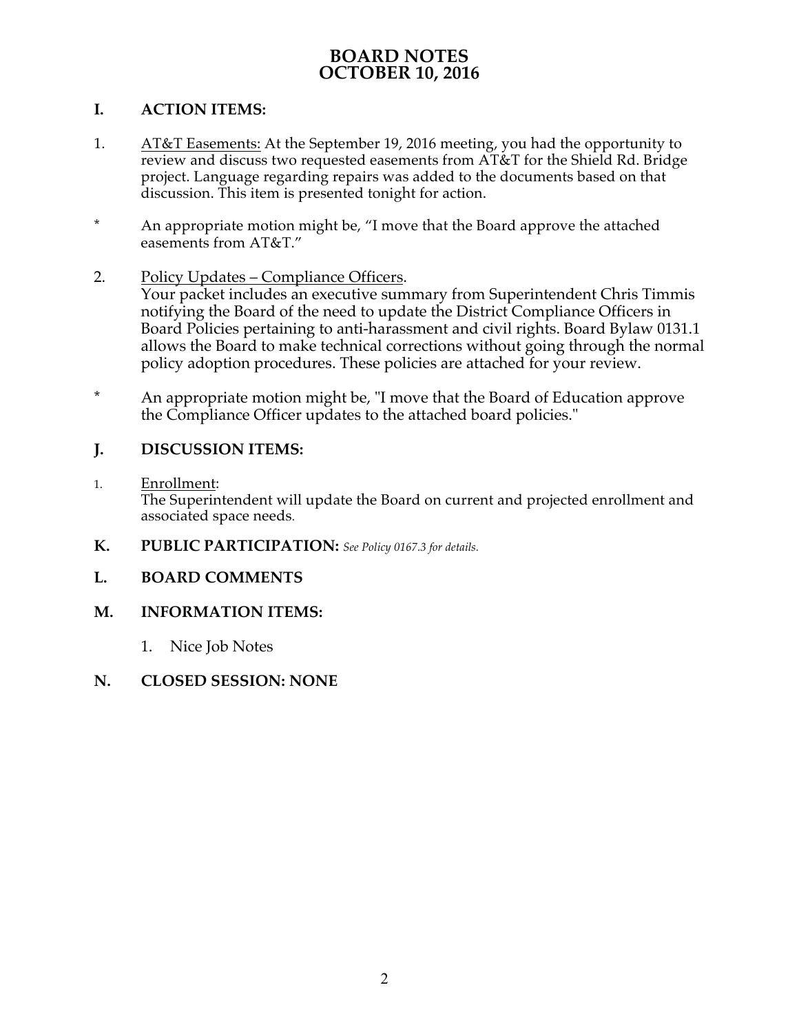# BOARD NOTES
# OCTOBER 10, 2016

## I. ACTION ITEMS:

1. <u>AT&T Easements:</u> At the September 19, 2016 meeting, you had the opportunity to review and discuss two requested easements from AT&T for the Shield Rd. Bridge project. Language regarding repairs was added to the documents based on that discussion. This item is presented tonight for action.

\* An appropriate motion might be, "I move that the Board approve the attached easements from AT&T."

2. <u>Policy Updates – Compliance Officers</u>.
Your packet includes an executive summary from Superintendent Chris Timmis notifying the Board of the need to update the District Compliance Officers in Board Policies pertaining to anti-harassment and civil rights. Board Bylaw 0131.1 allows the Board to make technical corrections without going through the normal policy adoption procedures. These policies are attached for your review.

\* An appropriate motion might be, "I move that the Board of Education approve the Compliance Officer updates to the attached board policies."

## J. DISCUSSION ITEMS:

1. <u>Enrollment</u>:
The Superintendent will update the Board on current and projected enrollment and associated space needs.

## K. PUBLIC PARTICIPATION: *See Policy 0167.3 for details.*

## L. BOARD COMMENTS

## M. INFORMATION ITEMS:

1. Nice Job Notes

## N. CLOSED SESSION: NONE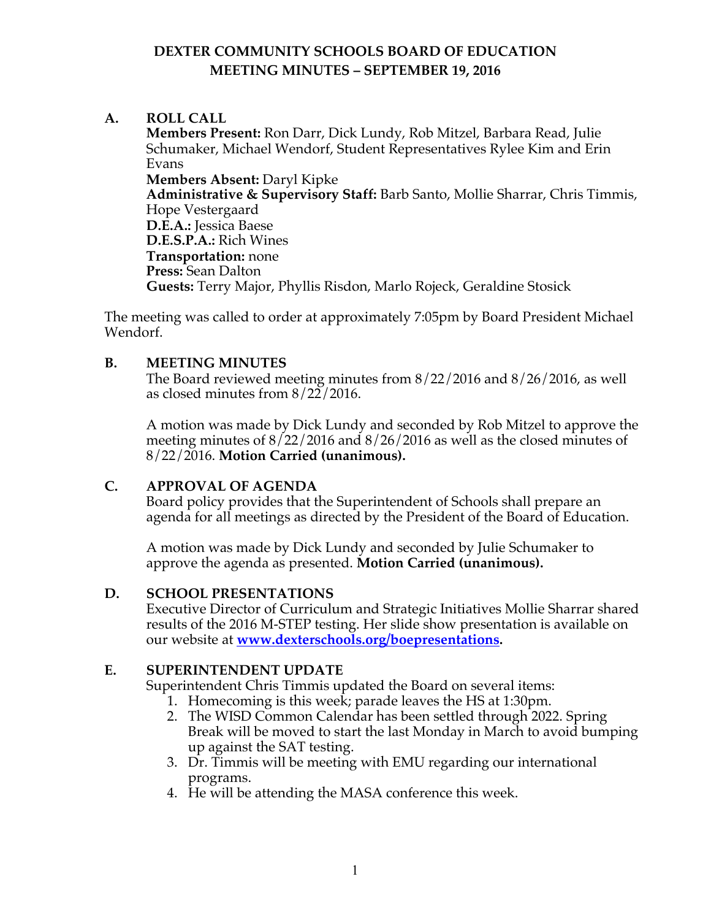# DEXTER COMMUNITY SCHOOLS BOARD OF EDUCATION
## MEETING MINUTES – SEPTEMBER 19, 2016

**A. ROLL CALL**

**Members Present:** Ron Darr, Dick Lundy, Rob Mitzel, Barbara Read, Julie Schumaker, Michael Wendorf, Student Representatives Rylee Kim and Erin Evans
**Members Absent:** Daryl Kipke
**Administrative & Supervisory Staff:** Barb Santo, Mollie Sharrar, Chris Timmis, Hope Vestergaard
**D.E.A.:** Jessica Baese
**D.E.S.P.A.:** Rich Wines
**Transportation:** none
**Press:** Sean Dalton
**Guests:** Terry Major, Phyllis Risdon, Marlo Rojeck, Geraldine Stosick

The meeting was called to order at approximately 7:05pm by Board President Michael Wendorf.

**B. MEETING MINUTES**

The Board reviewed meeting minutes from 8/22/2016 and 8/26/2016, as well as closed minutes from 8/22/2016.

A motion was made by Dick Lundy and seconded by Rob Mitzel to approve the meeting minutes of 8/22/2016 and 8/26/2016 as well as the closed minutes of 8/22/2016. **Motion Carried (unanimous).**

**C. APPROVAL OF AGENDA**

Board policy provides that the Superintendent of Schools shall prepare an agenda for all meetings as directed by the President of the Board of Education.

A motion was made by Dick Lundy and seconded by Julie Schumaker to approve the agenda as presented. **Motion Carried (unanimous).**

**D. SCHOOL PRESENTATIONS**

Executive Director of Curriculum and Strategic Initiatives Mollie Sharrar shared results of the 2016 M-STEP testing. Her slide show presentation is available on our website at **www.dexterschools.org/boepresentations.**

**E. SUPERINTENDENT UPDATE**

Superintendent Chris Timmis updated the Board on several items:

1. Homecoming is this week; parade leaves the HS at 1:30pm.
2. The WISD Common Calendar has been settled through 2022. Spring Break will be moved to start the last Monday in March to avoid bumping up against the SAT testing.
3. Dr. Timmis will be meeting with EMU regarding our international programs.
4. He will be attending the MASA conference this week.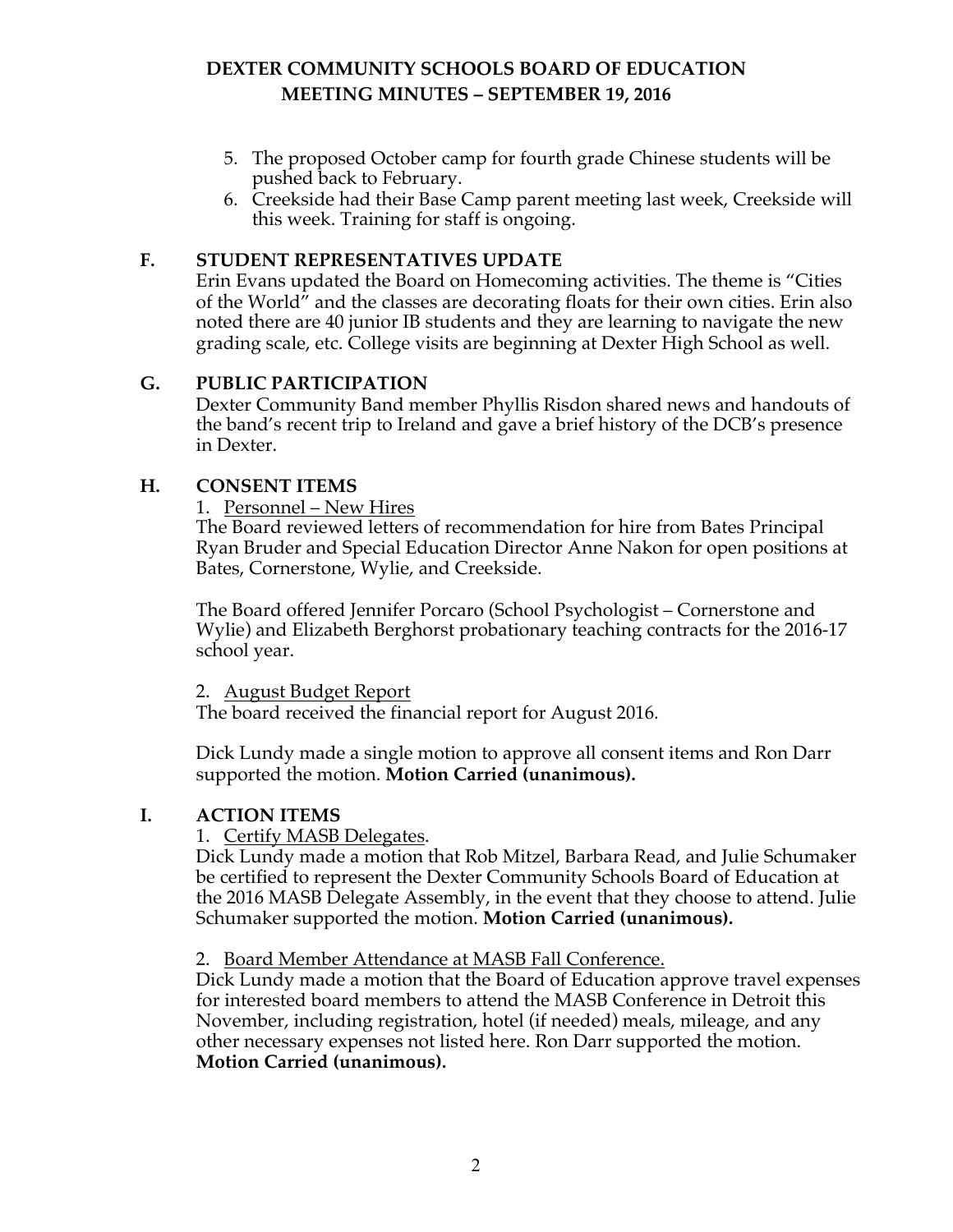5. The proposed October camp for fourth grade Chinese students will be pushed back to February.
6. Creekside had their Base Camp parent meeting last week, Creekside will this week. Training for staff is ongoing.

## F. STUDENT REPRESENTATIVES UPDATE

Erin Evans updated the Board on Homecoming activities. The theme is "Cities of the World" and the classes are decorating floats for their own cities. Erin also noted there are 40 junior IB students and they are learning to navigate the new grading scale, etc. College visits are beginning at Dexter High School as well.

## G. PUBLIC PARTICIPATION

Dexter Community Band member Phyllis Risdon shared news and handouts of the band's recent trip to Ireland and gave a brief history of the DCB's presence in Dexter.

## H. CONSENT ITEMS

1. Personnel – New Hires

The Board reviewed letters of recommendation for hire from Bates Principal Ryan Bruder and Special Education Director Anne Nakon for open positions at Bates, Cornerstone, Wylie, and Creekside.

The Board offered Jennifer Porcaro (School Psychologist – Cornerstone and Wylie) and Elizabeth Berghorst probationary teaching contracts for the 2016-17 school year.

2. August Budget Report

The board received the financial report for August 2016.

Dick Lundy made a single motion to approve all consent items and Ron Darr supported the motion. **Motion Carried (unanimous).**

## I. ACTION ITEMS

1. Certify MASB Delegates.

Dick Lundy made a motion that Rob Mitzel, Barbara Read, and Julie Schumaker be certified to represent the Dexter Community Schools Board of Education at the 2016 MASB Delegate Assembly, in the event that they choose to attend. Julie Schumaker supported the motion. **Motion Carried (unanimous).**

2. Board Member Attendance at MASB Fall Conference.

Dick Lundy made a motion that the Board of Education approve travel expenses for interested board members to attend the MASB Conference in Detroit this November, including registration, hotel (if needed) meals, mileage, and any other necessary expenses not listed here. Ron Darr supported the motion. **Motion Carried (unanimous).**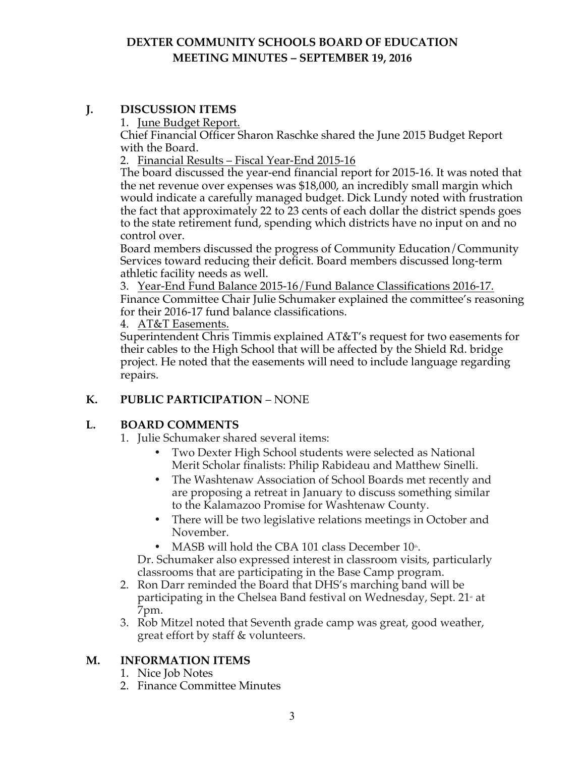**DEXTER COMMUNITY SCHOOLS BOARD OF EDUCATION**
**MEETING MINUTES – SEPTEMBER 19, 2016**

## J. DISCUSSION ITEMS

1. June Budget Report.

Chief Financial Officer Sharon Raschke shared the June 2015 Budget Report with the Board.

2. Financial Results – Fiscal Year-End 2015-16

The board discussed the year-end financial report for 2015-16. It was noted that the net revenue over expenses was $18,000, an incredibly small margin which would indicate a carefully managed budget. Dick Lundy noted with frustration the fact that approximately 22 to 23 cents of each dollar the district spends goes to the state retirement fund, spending which districts have no input on and no control over.

Board members discussed the progress of Community Education/Community Services toward reducing their deficit. Board members discussed long-term athletic facility needs as well.

3. Year-End Fund Balance 2015-16/Fund Balance Classifications 2016-17.

Finance Committee Chair Julie Schumaker explained the committee's reasoning for their 2016-17 fund balance classifications.

4. AT&T Easements.

Superintendent Chris Timmis explained AT&T's request for two easements for their cables to the High School that will be affected by the Shield Rd. bridge project. He noted that the easements will need to include language regarding repairs.

## K. PUBLIC PARTICIPATION – NONE

## L. BOARD COMMENTS

1. Julie Schumaker shared several items:
   - Two Dexter High School students were selected as National Merit Scholar finalists: Philip Rabideau and Matthew Sinelli.
   - The Washtenaw Association of School Boards met recently and are proposing a retreat in January to discuss something similar to the Kalamazoo Promise for Washtenaw County.
   - There will be two legislative relations meetings in October and November.
   - MASB will hold the CBA 101 class December 10th.

   Dr. Schumaker also expressed interest in classroom visits, particularly classrooms that are participating in the Base Camp program.
2. Ron Darr reminded the Board that DHS's marching band will be participating in the Chelsea Band festival on Wednesday, Sept. 21st at 7pm.
3. Rob Mitzel noted that Seventh grade camp was great, good weather, great effort by staff & volunteers.

## M. INFORMATION ITEMS

1. Nice Job Notes
2. Finance Committee Minutes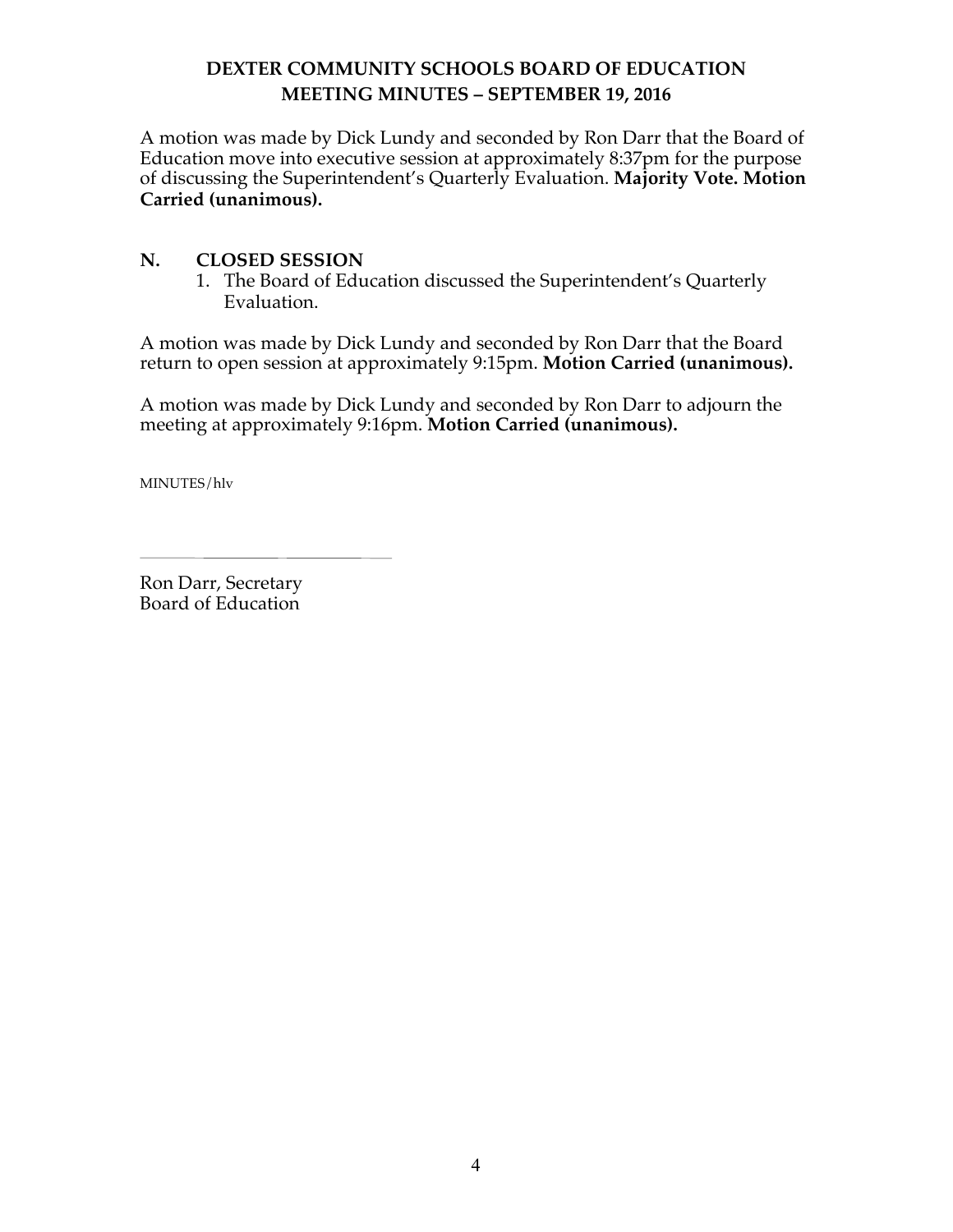# DEXTER COMMUNITY SCHOOLS BOARD OF EDUCATION
## MEETING MINUTES – SEPTEMBER 19, 2016

A motion was made by Dick Lundy and seconded by Ron Darr that the Board of Education move into executive session at approximately 8:37pm for the purpose of discussing the Superintendent's Quarterly Evaluation. **Majority Vote. Motion Carried (unanimous).**

## N. CLOSED SESSION

1. The Board of Education discussed the Superintendent's Quarterly Evaluation.

A motion was made by Dick Lundy and seconded by Ron Darr that the Board return to open session at approximately 9:15pm. **Motion Carried (unanimous).**

A motion was made by Dick Lundy and seconded by Ron Darr to adjourn the meeting at approximately 9:16pm. **Motion Carried (unanimous).**

MINUTES/hlv

______________________________

Ron Darr, Secretary
Board of Education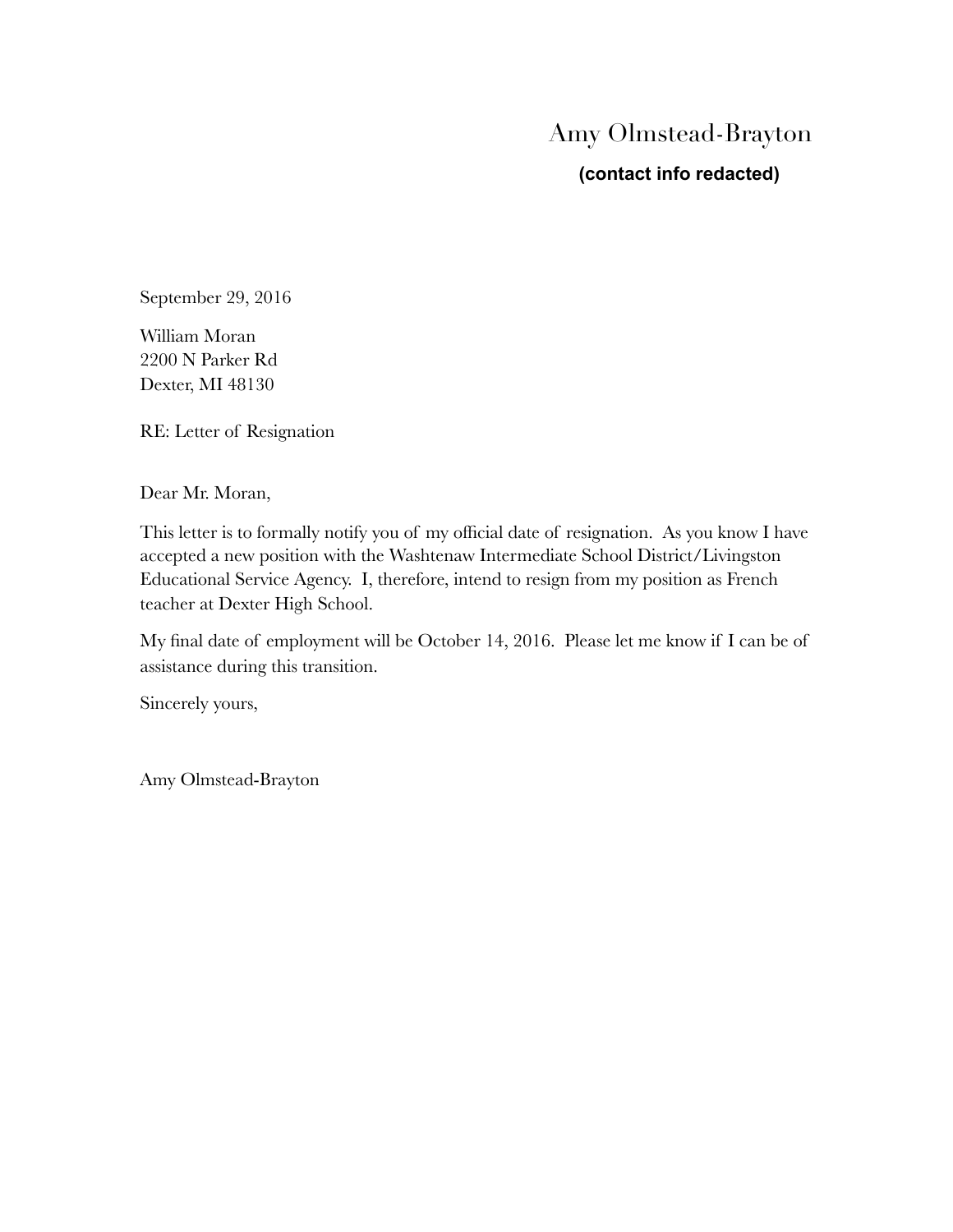Amy Olmstead-Brayton

**(contact info redacted)**

September 29, 2016

William Moran
2200 N Parker Rd
Dexter, MI 48130

RE: Letter of Resignation

Dear Mr. Moran,

This letter is to formally notify you of my official date of resignation. As you know I have accepted a new position with the Washtenaw Intermediate School District/Livingston Educational Service Agency. I, therefore, intend to resign from my position as French teacher at Dexter High School.

My final date of employment will be October 14, 2016. Please let me know if I can be of assistance during this transition.

Sincerely yours,

Amy Olmstead-Brayton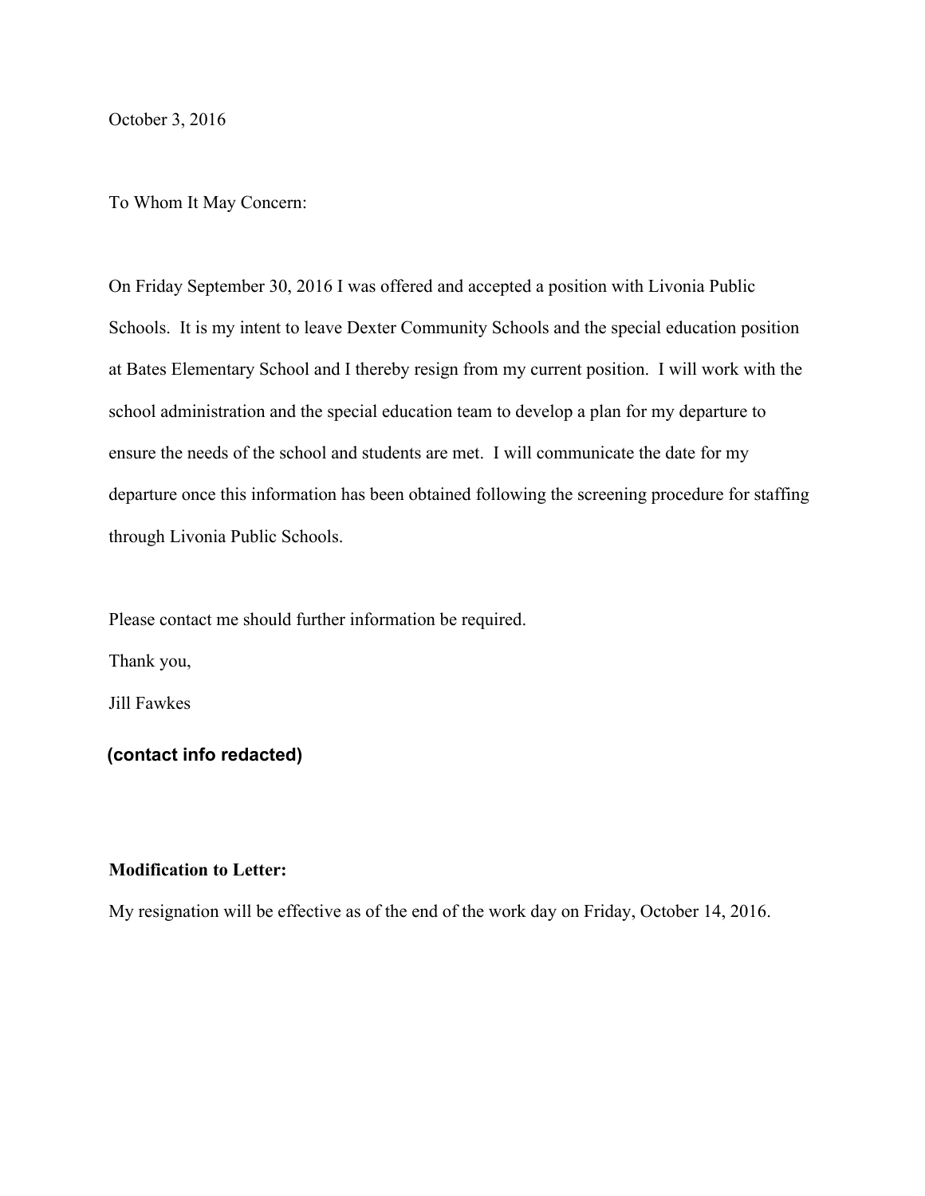October 3, 2016

To Whom It May Concern:

On Friday September 30, 2016 I was offered and accepted a position with Livonia Public Schools. It is my intent to leave Dexter Community Schools and the special education position at Bates Elementary School and I thereby resign from my current position. I will work with the school administration and the special education team to develop a plan for my departure to ensure the needs of the school and students are met. I will communicate the date for my departure once this information has been obtained following the screening procedure for staffing through Livonia Public Schools.

Please contact me should further information be required.

Thank you,

Jill Fawkes

**(contact info redacted)**

**Modification to Letter:**

My resignation will be effective as of the end of the work day on Friday, October 14, 2016.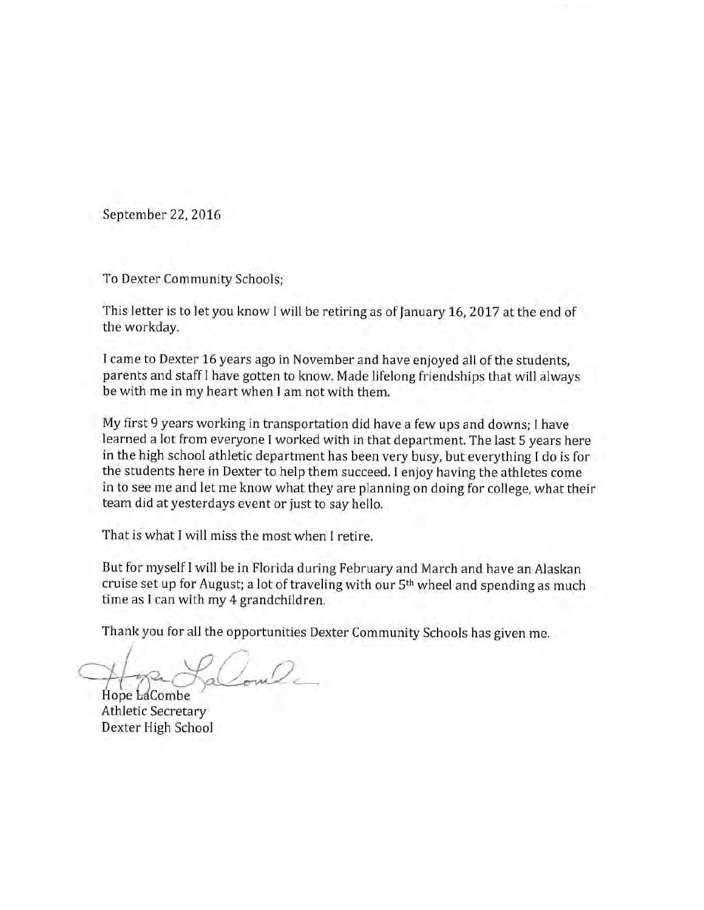September 22, 2016

To Dexter Community Schools;

This letter is to let you know I will be retiring as of January 16, 2017 at the end of the workday.

I came to Dexter 16 years ago in November and have enjoyed all of the students, parents and staff I have gotten to know. Made lifelong friendships that will always be with me in my heart when I am not with them.

My first 9 years working in transportation did have a few ups and downs; I have learned a lot from everyone I worked with in that department. The last 5 years here in the high school athletic department has been very busy, but everything I do is for the students here in Dexter to help them succeed. I enjoy having the athletes come in to see me and let me know what they are planning on doing for college, what their team did at yesterdays event or just to say hello.

That is what I will miss the most when I retire.

But for myself I will be in Florida during February and March and have an Alaskan cruise set up for August; a lot of traveling with our 5th wheel and spending as much time as I can with my 4 grandchildren.

Thank you for all the opportunities Dexter Community Schools has given me.

Hope LaCombe
Athletic Secretary
Dexter High School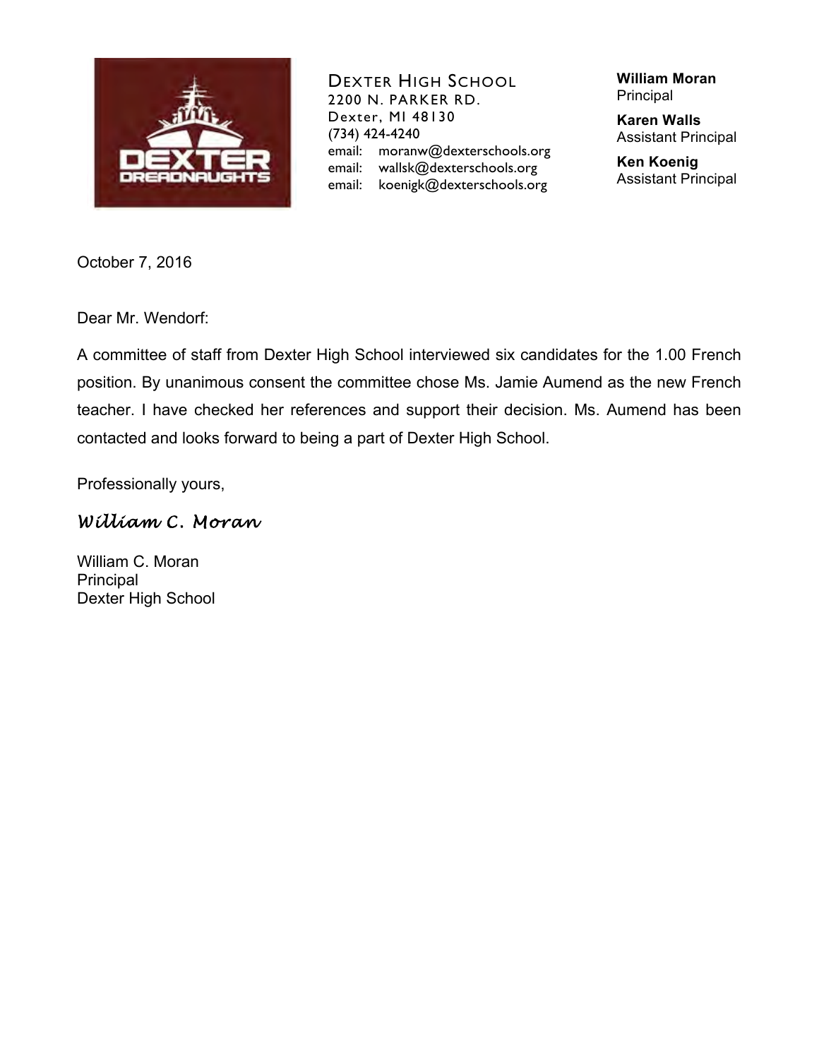DEXTER HIGH SCHOOL
2200 N. PARKER RD.
Dexter, MI 48130
(734) 424-4240
email: moranw@dexterschools.org
email: wallsk@dexterschools.org
email: koenigk@dexterschools.org

**William Moran**
Principal

**Karen Walls**
Assistant Principal

**Ken Koenig**
Assistant Principal

October 7, 2016

Dear Mr. Wendorf:

A committee of staff from Dexter High School interviewed six candidates for the 1.00 French position. By unanimous consent the committee chose Ms. Jamie Aumend as the new French teacher. I have checked her references and support their decision. Ms. Aumend has been contacted and looks forward to being a part of Dexter High School.

Professionally yours,

*William C. Moran*

William C. Moran
Principal
Dexter High School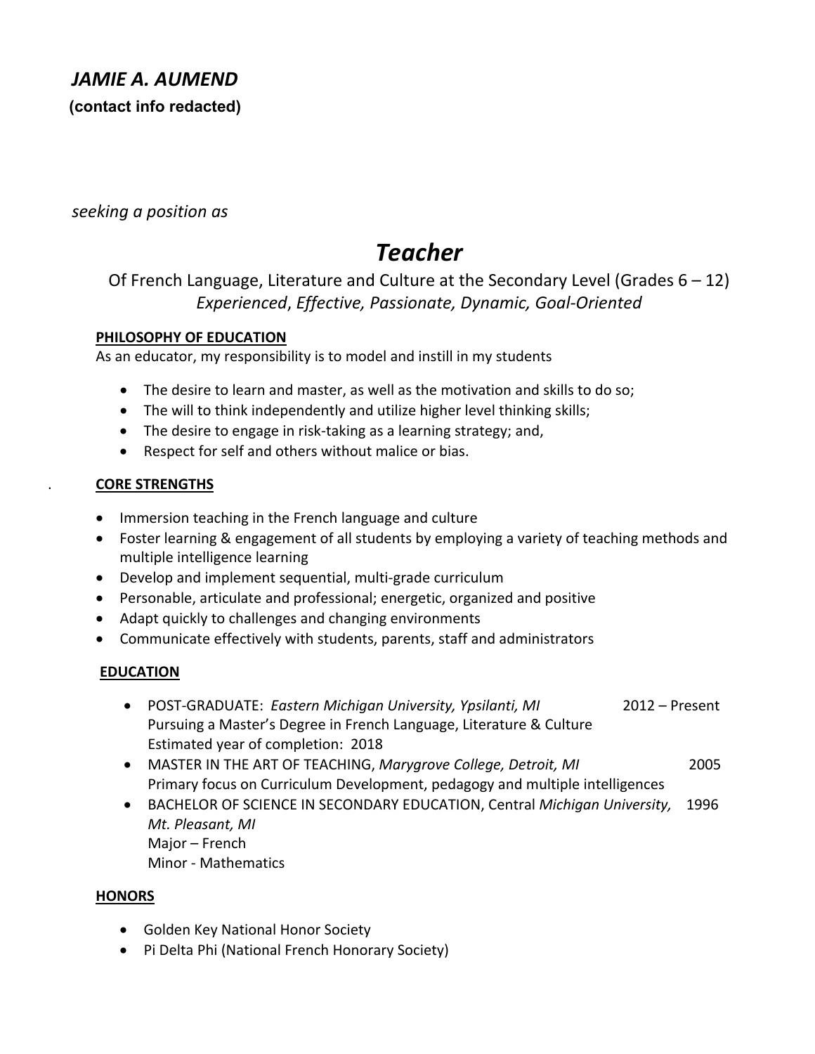# *JAMIE A. AUMEND*

**(contact info redacted)**

*seeking a position as*

## *Teacher*

Of French Language, Literature and Culture at the Secondary Level (Grades 6 – 12)

*Experienced*, *Effective, Passionate, Dynamic, Goal-Oriented*

**PHILOSOPHY OF EDUCATION**

As an educator, my responsibility is to model and instill in my students

- The desire to learn and master, as well as the motivation and skills to do so;
- The will to think independently and utilize higher level thinking skills;
- The desire to engage in risk-taking as a learning strategy; and,
- Respect for self and others without malice or bias.

**CORE STRENGTHS**

- Immersion teaching in the French language and culture
- Foster learning & engagement of all students by employing a variety of teaching methods and multiple intelligence learning
- Develop and implement sequential, multi-grade curriculum
- Personable, articulate and professional; energetic, organized and positive
- Adapt quickly to challenges and changing environments
- Communicate effectively with students, parents, staff and administrators

**EDUCATION**

- POST-GRADUATE: *Eastern Michigan University, Ypsilanti, MI* 2012 – Present
  Pursuing a Master's Degree in French Language, Literature & Culture
  Estimated year of completion: 2018
- MASTER IN THE ART OF TEACHING, *Marygrove College, Detroit, MI* 2005
  Primary focus on Curriculum Development, pedagogy and multiple intelligences
- BACHELOR OF SCIENCE IN SECONDARY EDUCATION, Central *Michigan University, Mt. Pleasant, MI* 1996
  Major – French
  Minor - Mathematics

**HONORS**

- Golden Key National Honor Society
- Pi Delta Phi (National French Honorary Society)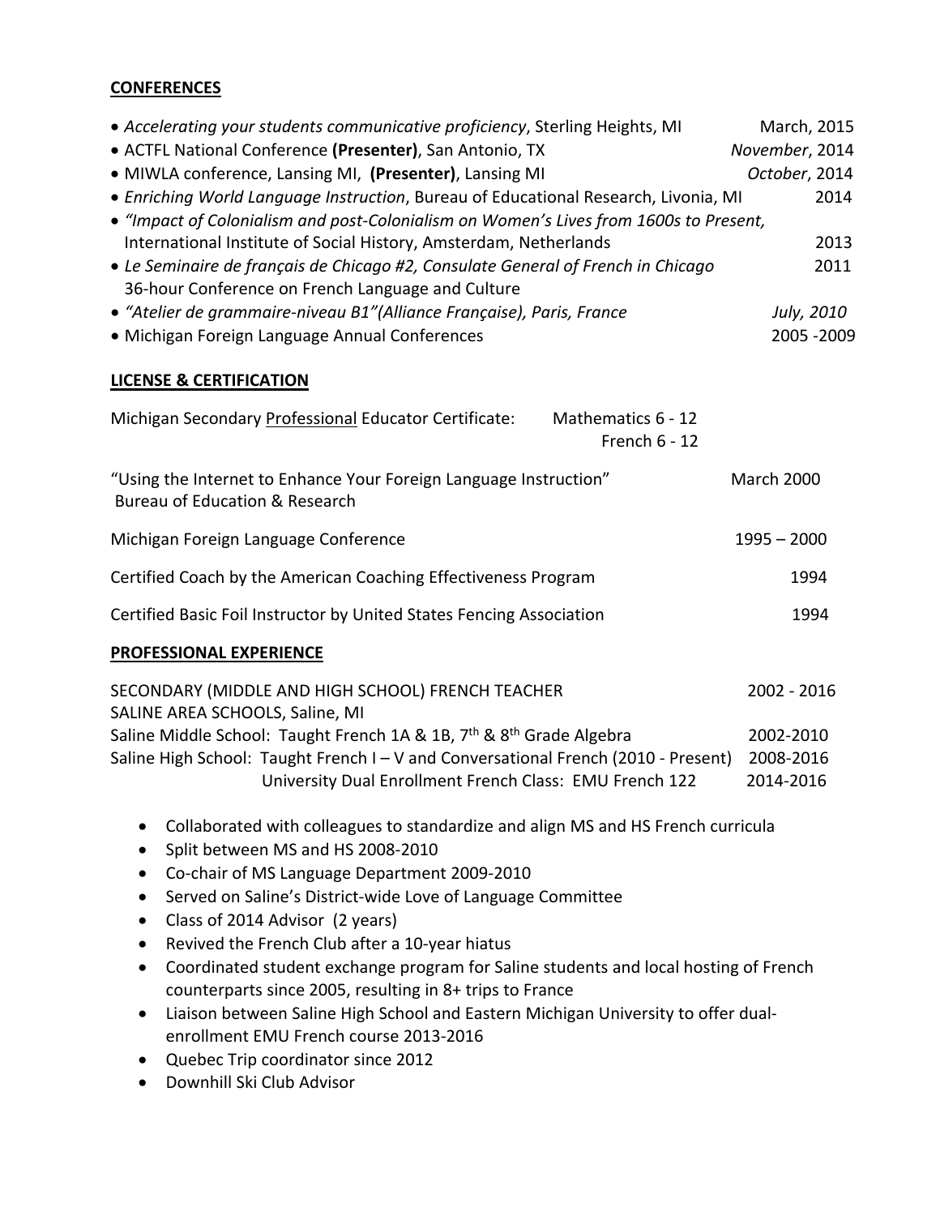## **CONFERENCES**

- *Accelerating your students communicative proficiency*, Sterling Heights, MI — March, 2015
- ACTFL National Conference **(Presenter)**, San Antonio, TX — *November*, 2014
- MIWLA conference, Lansing MI, **(Presenter)**, Lansing MI — *October*, 2014
- *Enriching World Language Instruction*, Bureau of Educational Research, Livonia, MI — 2014
- *"Impact of Colonialism and post-Colonialism on Women's Lives from 1600s to Present,* International Institute of Social History, Amsterdam, Netherlands — 2013
- *Le Seminaire de français de Chicago #2, Consulate General of French in Chicago* 36-hour Conference on French Language and Culture — 2011
- *"Atelier de grammaire-niveau B1"(Alliance Française), Paris, France* — *July, 2010*
- Michigan Foreign Language Annual Conferences — 2005 -2009

## **LICENSE & CERTIFICATION**

Michigan Secondary Professional Educator Certificate: Mathematics 6 - 12, French 6 - 12

"Using the Internet to Enhance Your Foreign Language Instruction" Bureau of Education & Research — March 2000

Michigan Foreign Language Conference — 1995 – 2000

Certified Coach by the American Coaching Effectiveness Program — 1994

Certified Basic Foil Instructor by United States Fencing Association — 1994

## **PROFESSIONAL EXPERIENCE**

SECONDARY (MIDDLE AND HIGH SCHOOL) FRENCH TEACHER — 2002 - 2016
SALINE AREA SCHOOLS, Saline, MI
Saline Middle School: Taught French 1A & 1B, 7th & 8th Grade Algebra — 2002-2010
Saline High School: Taught French I – V and Conversational French (2010 - Present) — 2008-2016
University Dual Enrollment French Class: EMU French 122 — 2014-2016

- Collaborated with colleagues to standardize and align MS and HS French curricula
- Split between MS and HS 2008-2010
- Co-chair of MS Language Department 2009-2010
- Served on Saline's District-wide Love of Language Committee
- Class of 2014 Advisor (2 years)
- Revived the French Club after a 10-year hiatus
- Coordinated student exchange program for Saline students and local hosting of French counterparts since 2005, resulting in 8+ trips to France
- Liaison between Saline High School and Eastern Michigan University to offer dual-enrollment EMU French course 2013-2016
- Quebec Trip coordinator since 2012
- Downhill Ski Club Advisor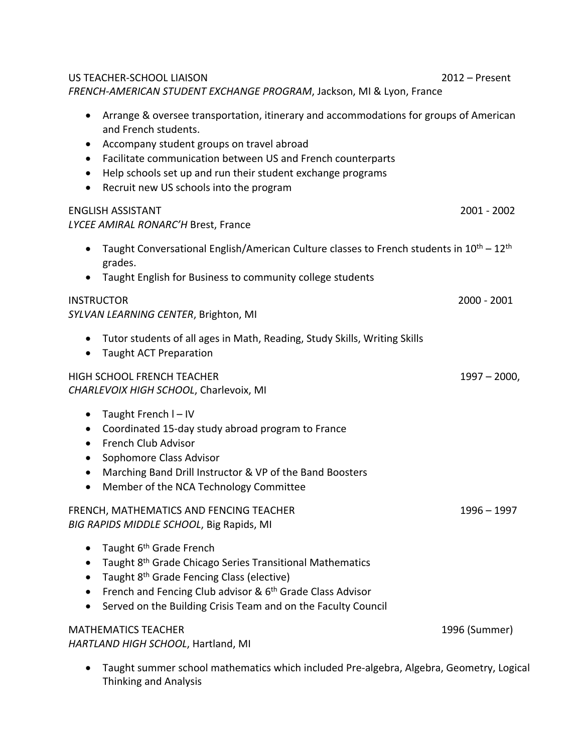US TEACHER-SCHOOL LIAISON 2012 – Present
*FRENCH-AMERICAN STUDENT EXCHANGE PROGRAM*, Jackson, MI & Lyon, France

- Arrange & oversee transportation, itinerary and accommodations for groups of American and French students.
- Accompany student groups on travel abroad
- Facilitate communication between US and French counterparts
- Help schools set up and run their student exchange programs
- Recruit new US schools into the program

ENGLISH ASSISTANT 2001 - 2002
*LYCEE AMIRAL RONARC'H* Brest, France

- Taught Conversational English/American Culture classes to French students in 10th – 12th grades.
- Taught English for Business to community college students

INSTRUCTOR 2000 - 2001
*SYLVAN LEARNING CENTER*, Brighton, MI

- Tutor students of all ages in Math, Reading, Study Skills, Writing Skills
- Taught ACT Preparation

HIGH SCHOOL FRENCH TEACHER 1997 – 2000,
*CHARLEVOIX HIGH SCHOOL*, Charlevoix, MI

- Taught French I – IV
- Coordinated 15-day study abroad program to France
- French Club Advisor
- Sophomore Class Advisor
- Marching Band Drill Instructor & VP of the Band Boosters
- Member of the NCA Technology Committee

FRENCH, MATHEMATICS AND FENCING TEACHER 1996 – 1997
*BIG RAPIDS MIDDLE SCHOOL*, Big Rapids, MI

- Taught 6th Grade French
- Taught 8th Grade Chicago Series Transitional Mathematics
- Taught 8th Grade Fencing Class (elective)
- French and Fencing Club advisor & 6th Grade Class Advisor
- Served on the Building Crisis Team and on the Faculty Council

MATHEMATICS TEACHER 1996 (Summer)
*HARTLAND HIGH SCHOOL*, Hartland, MI

- Taught summer school mathematics which included Pre-algebra, Algebra, Geometry, Logical Thinking and Analysis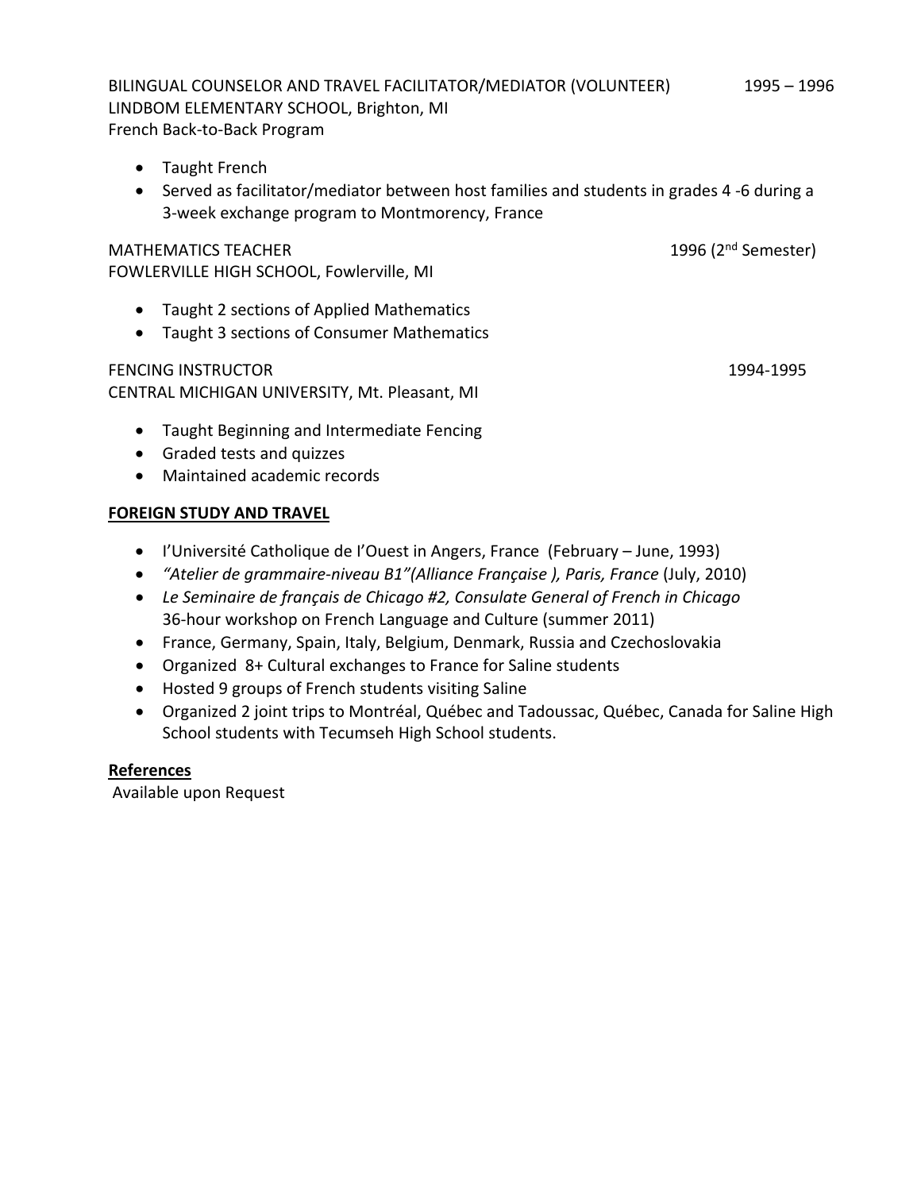BILINGUAL COUNSELOR AND TRAVEL FACILITATOR/MEDIATOR (VOLUNTEER) 1995 – 1996
LINDBOM ELEMENTARY SCHOOL, Brighton, MI
French Back-to-Back Program

- Taught French
- Served as facilitator/mediator between host families and students in grades 4 -6 during a 3-week exchange program to Montmorency, France

MATHEMATICS TEACHER 1996 (2nd Semester)
FOWLERVILLE HIGH SCHOOL, Fowlerville, MI

- Taught 2 sections of Applied Mathematics
- Taught 3 sections of Consumer Mathematics

FENCING INSTRUCTOR 1994-1995
CENTRAL MICHIGAN UNIVERSITY, Mt. Pleasant, MI

- Taught Beginning and Intermediate Fencing
- Graded tests and quizzes
- Maintained academic records

**FOREIGN STUDY AND TRAVEL**

- l'Université Catholique de I'Ouest in Angers, France (February – June, 1993)
- *"Atelier de grammaire-niveau B1"(Alliance Française ), Paris, France* (July, 2010)
- *Le Seminaire de français de Chicago #2, Consulate General of French in Chicago* 36-hour workshop on French Language and Culture (summer 2011)
- France, Germany, Spain, Italy, Belgium, Denmark, Russia and Czechoslovakia
- Organized 8+ Cultural exchanges to France for Saline students
- Hosted 9 groups of French students visiting Saline
- Organized 2 joint trips to Montréal, Québec and Tadoussac, Québec, Canada for Saline High School students with Tecumseh High School students.

**References**
Available upon Request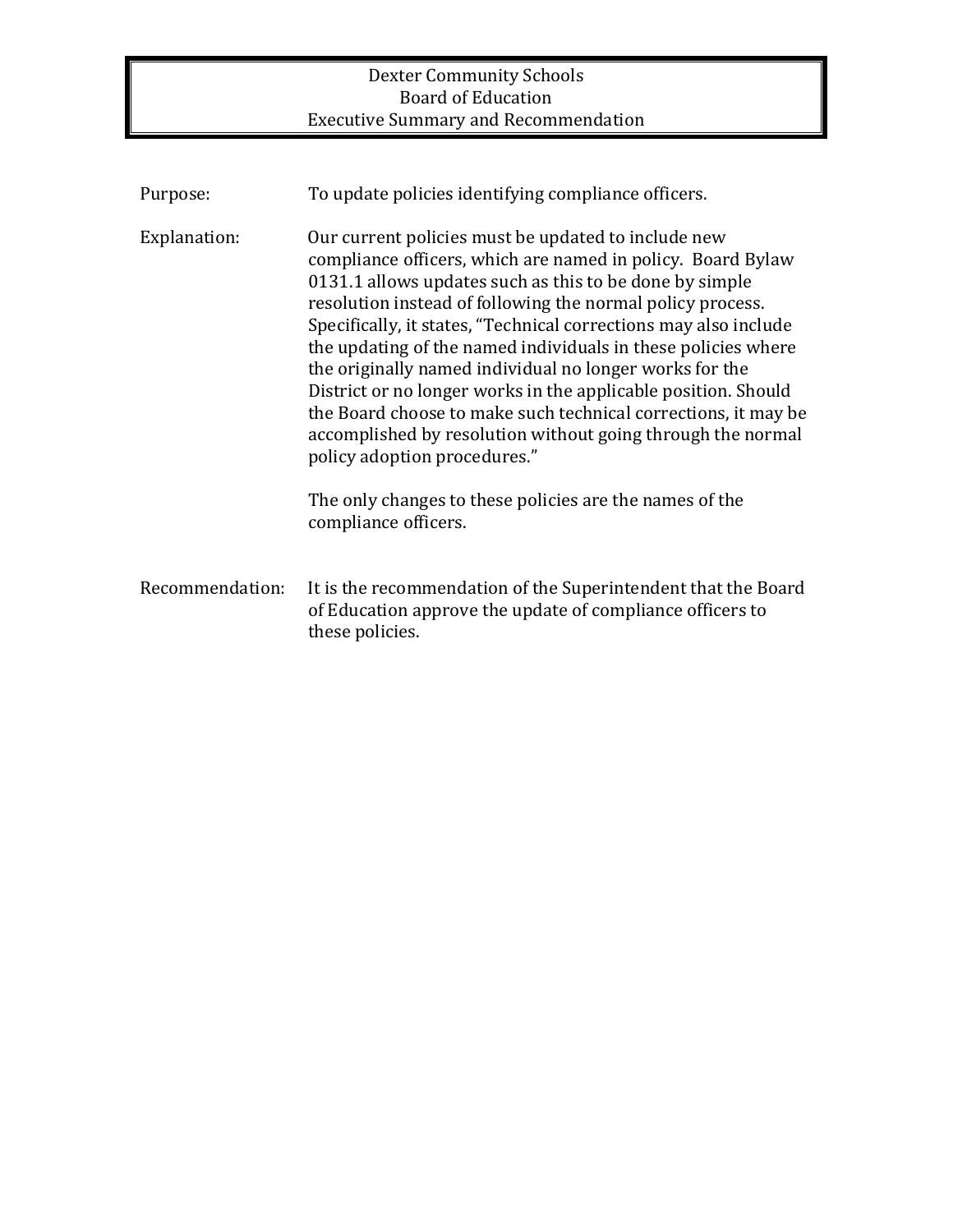Dexter Community Schools
Board of Education
Executive Summary and Recommendation

Purpose: To update policies identifying compliance officers.

Explanation: Our current policies must be updated to include new compliance officers, which are named in policy. Board Bylaw 0131.1 allows updates such as this to be done by simple resolution instead of following the normal policy process. Specifically, it states, "Technical corrections may also include the updating of the named individuals in these policies where the originally named individual no longer works for the District or no longer works in the applicable position. Should the Board choose to make such technical corrections, it may be accomplished by resolution without going through the normal policy adoption procedures."

The only changes to these policies are the names of the compliance officers.

Recommendation: It is the recommendation of the Superintendent that the Board of Education approve the update of compliance officers to these policies.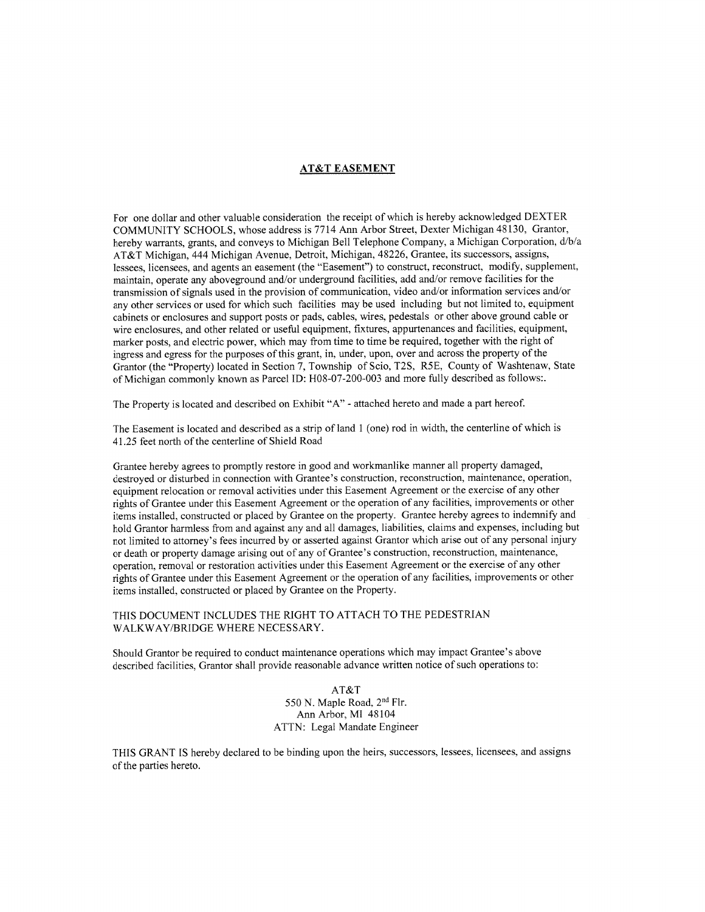**AT&T EASEMENT**

For one dollar and other valuable consideration the receipt of which is hereby acknowledged DEXTER COMMUNITY SCHOOLS, whose address is 7714 Ann Arbor Street, Dexter Michigan 48130, Grantor, hereby warrants, grants, and conveys to Michigan Bell Telephone Company, a Michigan Corporation, d/b/a AT&T Michigan, 444 Michigan Avenue, Detroit, Michigan, 48226, Grantee, its successors, assigns, lessees, licensees, and agents an easement (the "Easement") to construct, reconstruct, modify, supplement, maintain, operate any aboveground and/or underground facilities, add and/or remove facilities for the transmission of signals used in the provision of communication, video and/or information services and/or any other services or used for which such facilities may be used including but not limited to, equipment cabinets or enclosures and support posts or pads, cables, wires, pedestals or other above ground cable or wire enclosures, and other related or useful equipment, fixtures, appurtenances and facilities, equipment, marker posts, and electric power, which may from time to time be required, together with the right of ingress and egress for the purposes of this grant, in, under, upon, over and across the property of the Grantor (the "Property) located in Section 7, Township of Scio, T2S, R5E, County of Washtenaw, State of Michigan commonly known as Parcel ID: H08-07-200-003 and more fully described as follows:.

The Property is located and described on Exhibit "A" - attached hereto and made a part hereof.

The Easement is located and described as a strip of land 1 (one) rod in width, the centerline of which is 41.25 feet north of the centerline of Shield Road

Grantee hereby agrees to promptly restore in good and workmanlike manner all property damaged, destroyed or disturbed in connection with Grantee's construction, reconstruction, maintenance, operation, equipment relocation or removal activities under this Easement Agreement or the exercise of any other rights of Grantee under this Easement Agreement or the operation of any facilities, improvements or other items installed, constructed or placed by Grantee on the property. Grantee hereby agrees to indemnify and hold Grantor harmless from and against any and all damages, liabilities, claims and expenses, including but not limited to attorney's fees incurred by or asserted against Grantor which arise out of any personal injury or death or property damage arising out of any of Grantee's construction, reconstruction, maintenance, operation, removal or restoration activities under this Easement Agreement or the exercise of any other rights of Grantee under this Easement Agreement or the operation of any facilities, improvements or other items installed, constructed or placed by Grantee on the Property.

THIS DOCUMENT INCLUDES THE RIGHT TO ATTACH TO THE PEDESTRIAN WALKWAY/BRIDGE WHERE NECESSARY.

Should Grantor be required to conduct maintenance operations which may impact Grantee's above described facilities, Grantor shall provide reasonable advance written notice of such operations to:

AT&T
550 N. Maple Road, 2nd Flr.
Ann Arbor, MI 48104
ATTN: Legal Mandate Engineer

THIS GRANT IS hereby declared to be binding upon the heirs, successors, lessees, licensees, and assigns of the parties hereto.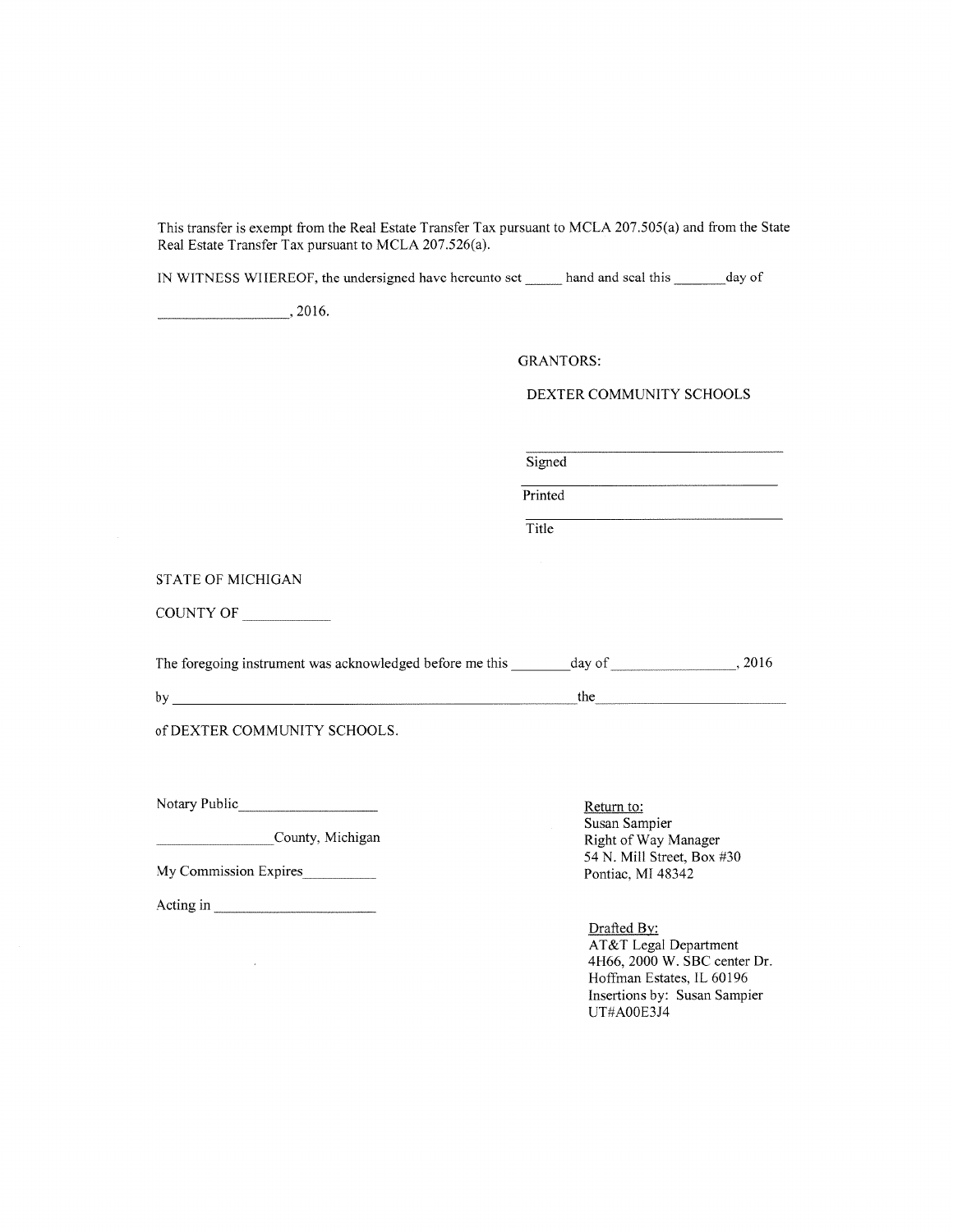This transfer is exempt from the Real Estate Transfer Tax pursuant to MCLA 207.505(a) and from the State Real Estate Transfer Tax pursuant to MCLA 207.526(a).

IN WITNESS WHEREOF, the undersigned have hereunto set _____ hand and seal this _______day of

___________________, 2016.

GRANTORS:

DEXTER COMMUNITY SCHOOLS

_________________________________
Signed

_________________________________
Printed

_________________________________
Title

STATE OF MICHIGAN

COUNTY OF ___________

The foregoing instrument was acknowledged before me this ________day of _________________, 2016

by ____________________________________________________________the__________________________

of DEXTER COMMUNITY SCHOOLS.

Notary Public___________________

________________County, Michigan

My Commission Expires__________

Acting in _______________________

Return to:
Susan Sampier
Right of Way Manager
54 N. Mill Street, Box #30
Pontiac, MI 48342

Drafted By:
AT&T Legal Department
4H66, 2000 W. SBC center Dr.
Hoffman Estates, IL 60196
Insertions by: Susan Sampier
UT#A00E3J4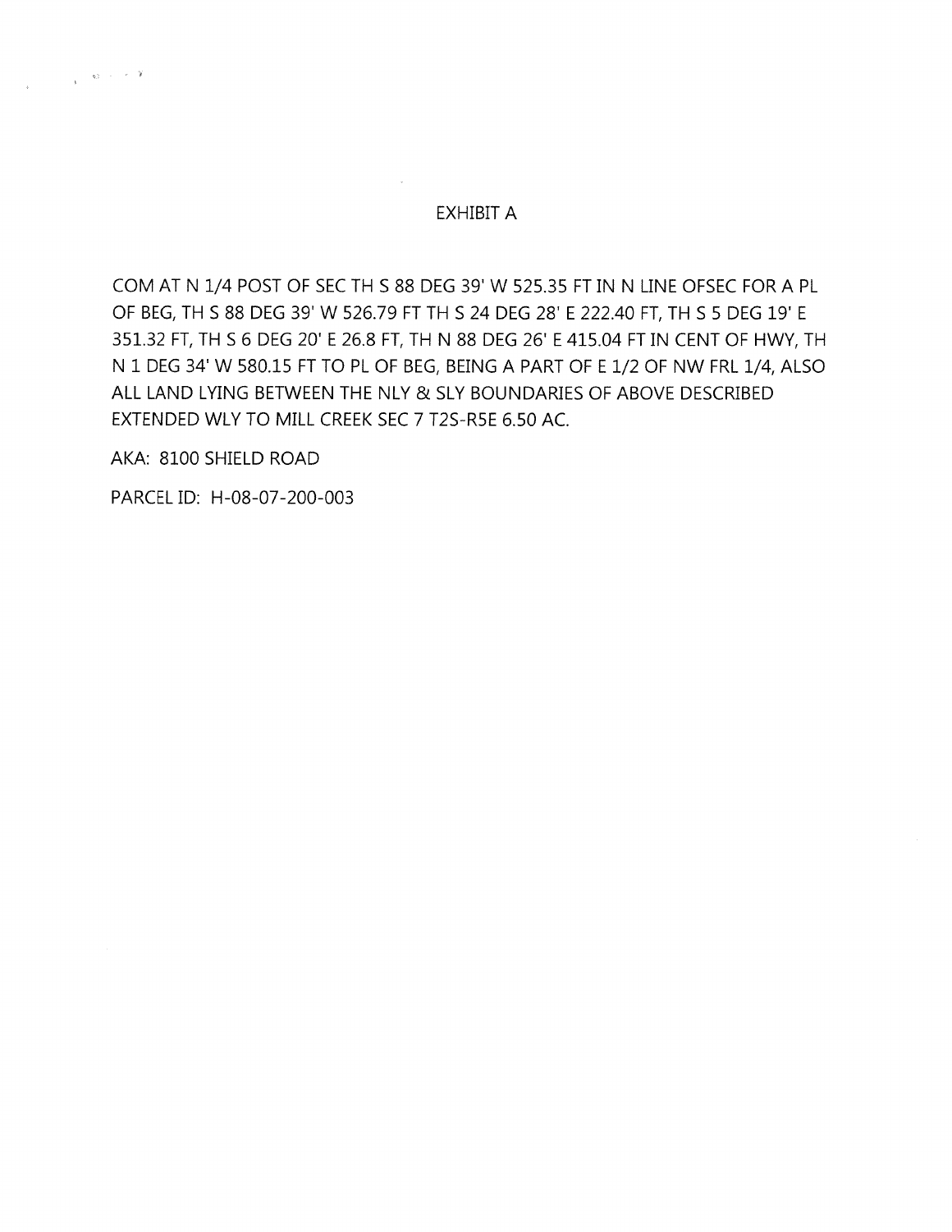# EXHIBIT A

COM AT N 1/4 POST OF SEC TH S 88 DEG 39' W 525.35 FT IN N LINE OFSEC FOR A PL OF BEG, TH S 88 DEG 39' W 526.79 FT TH S 24 DEG 28' E 222.40 FT, TH S 5 DEG 19' E 351.32 FT, TH S 6 DEG 20' E 26.8 FT, TH N 88 DEG 26' E 415.04 FT IN CENT OF HWY, TH N 1 DEG 34' W 580.15 FT TO PL OF BEG, BEING A PART OF E 1/2 OF NW FRL 1/4, ALSO ALL LAND LYING BETWEEN THE NLY & SLY BOUNDARIES OF ABOVE DESCRIBED EXTENDED WLY TO MILL CREEK SEC 7 T2S-R5E 6.50 AC.

AKA: 8100 SHIELD ROAD

PARCEL ID: H-08-07-200-003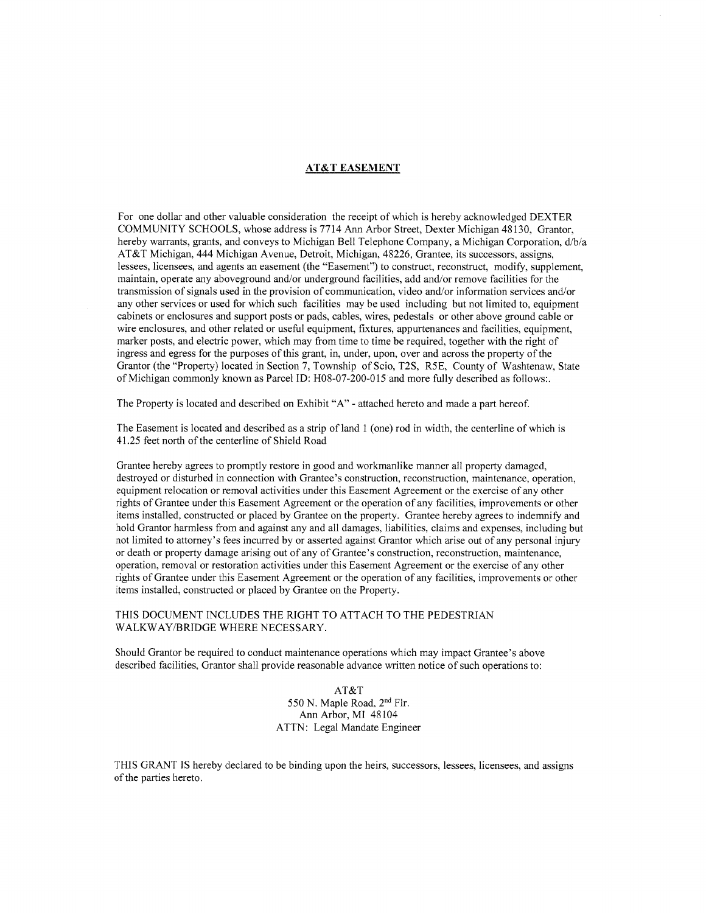## AT&T EASEMENT

For one dollar and other valuable consideration the receipt of which is hereby acknowledged DEXTER COMMUNITY SCHOOLS, whose address is 7714 Ann Arbor Street, Dexter Michigan 48130, Grantor, hereby warrants, grants, and conveys to Michigan Bell Telephone Company, a Michigan Corporation, d/b/a AT&T Michigan, 444 Michigan Avenue, Detroit, Michigan, 48226, Grantee, its successors, assigns, lessees, licensees, and agents an easement (the "Easement") to construct, reconstruct, modify, supplement, maintain, operate any aboveground and/or underground facilities, add and/or remove facilities for the transmission of signals used in the provision of communication, video and/or information services and/or any other services or used for which such facilities may be used including but not limited to, equipment cabinets or enclosures and support posts or pads, cables, wires, pedestals or other above ground cable or wire enclosures, and other related or useful equipment, fixtures, appurtenances and facilities, equipment, marker posts, and electric power, which may from time to time be required, together with the right of ingress and egress for the purposes of this grant, in, under, upon, over and across the property of the Grantor (the "Property) located in Section 7, Township of Scio, T2S, R5E, County of Washtenaw, State of Michigan commonly known as Parcel ID: H08-07-200-015 and more fully described as follows:.

The Property is located and described on Exhibit "A" - attached hereto and made a part hereof.

The Easement is located and described as a strip of land 1 (one) rod in width, the centerline of which is 41.25 feet north of the centerline of Shield Road

Grantee hereby agrees to promptly restore in good and workmanlike manner all property damaged, destroyed or disturbed in connection with Grantee's construction, reconstruction, maintenance, operation, equipment relocation or removal activities under this Easement Agreement or the exercise of any other rights of Grantee under this Easement Agreement or the operation of any facilities, improvements or other items installed, constructed or placed by Grantee on the property. Grantee hereby agrees to indemnify and hold Grantor harmless from and against any and all damages, liabilities, claims and expenses, including but not limited to attorney's fees incurred by or asserted against Grantor which arise out of any personal injury or death or property damage arising out of any of Grantee's construction, reconstruction, maintenance, operation, removal or restoration activities under this Easement Agreement or the exercise of any other rights of Grantee under this Easement Agreement or the operation of any facilities, improvements or other items installed, constructed or placed by Grantee on the Property.

THIS DOCUMENT INCLUDES THE RIGHT TO ATTACH TO THE PEDESTRIAN WALKWAY/BRIDGE WHERE NECESSARY.

Should Grantor be required to conduct maintenance operations which may impact Grantee's above described facilities, Grantor shall provide reasonable advance written notice of such operations to:

AT&T
550 N. Maple Road, 2nd Flr.
Ann Arbor, MI 48104
ATTN: Legal Mandate Engineer

THIS GRANT IS hereby declared to be binding upon the heirs, successors, lessees, licensees, and assigns of the parties hereto.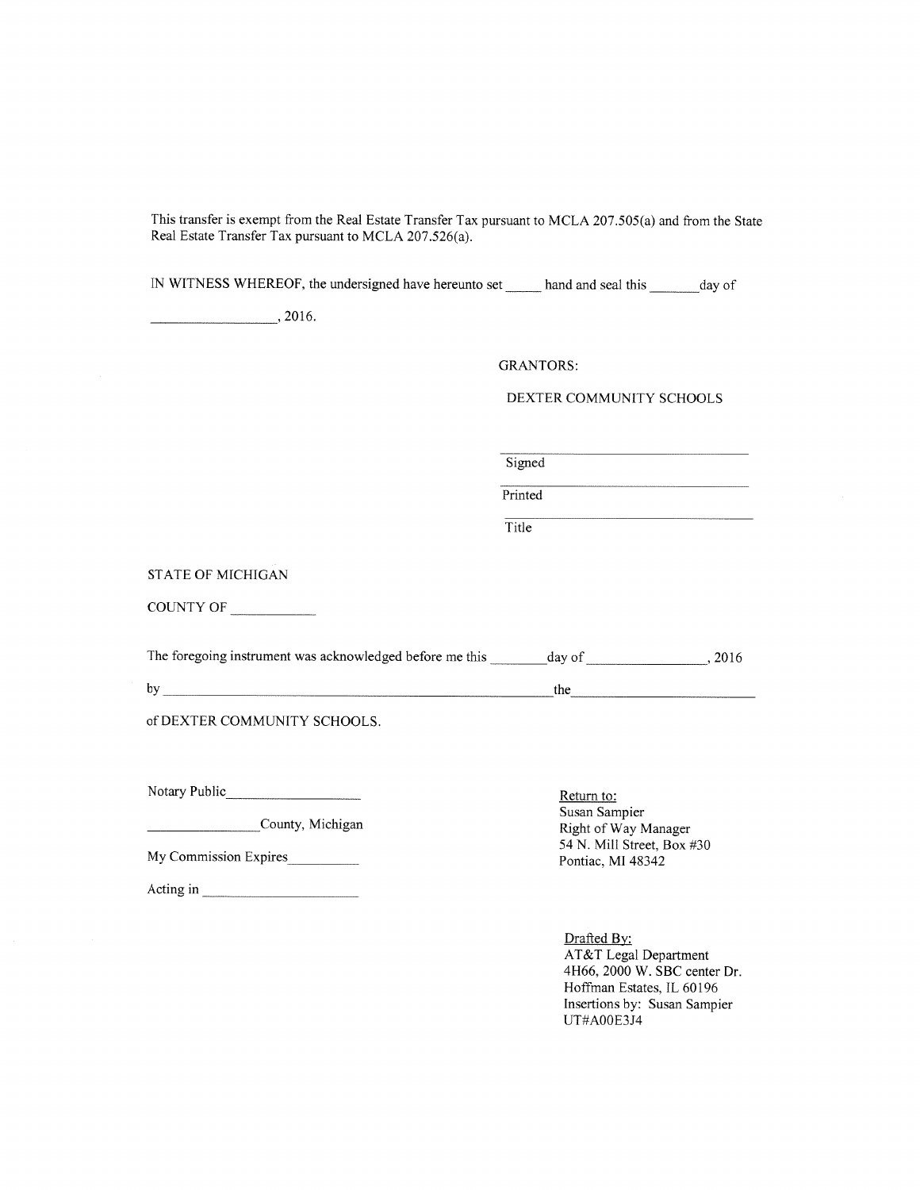This transfer is exempt from the Real Estate Transfer Tax pursuant to MCLA 207.505(a) and from the State Real Estate Transfer Tax pursuant to MCLA 207.526(a).

IN WITNESS WHEREOF, the undersigned have hereunto set _____ hand and seal this _______ day of

_________________, 2016.

GRANTORS:

DEXTER COMMUNITY SCHOOLS

_______________________________
Signed

_______________________________
Printed

_______________________________
Title

STATE OF MICHIGAN

COUNTY OF ___________

The foregoing instrument was acknowledged before me this ________ day of ________________, 2016

by ________________________________________________ the ________________________

of DEXTER COMMUNITY SCHOOLS.

Notary Public___________________

_______________County, Michigan

My Commission Expires_________

Acting in ______________________

Return to:
Susan Sampier
Right of Way Manager
54 N. Mill Street, Box #30
Pontiac, MI 48342

Drafted By:
AT&T Legal Department
4H66, 2000 W. SBC center Dr.
Hoffman Estates, IL 60196
Insertions by: Susan Sampier
UT#A00E3J4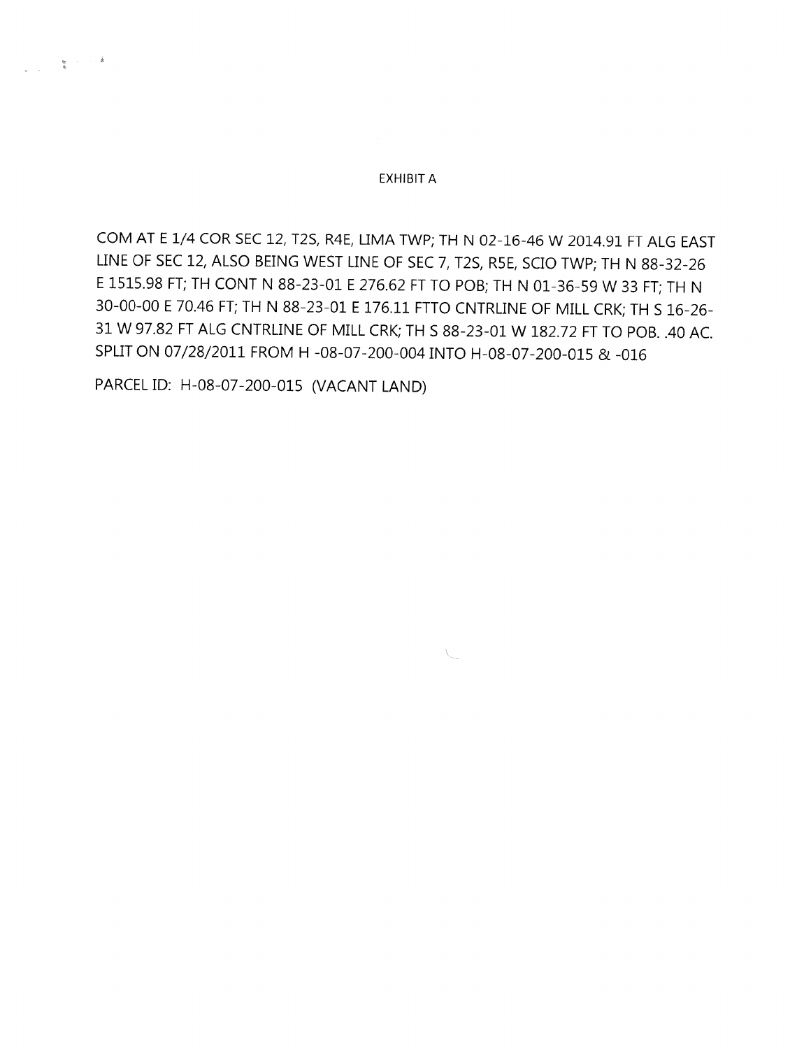EXHIBIT A

COM AT E 1/4 COR SEC 12, T2S, R4E, LIMA TWP; TH N 02-16-46 W 2014.91 FT ALG EAST LINE OF SEC 12, ALSO BEING WEST LINE OF SEC 7, T2S, R5E, SCIO TWP; TH N 88-32-26 E 1515.98 FT; TH CONT N 88-23-01 E 276.62 FT TO POB; TH N 01-36-59 W 33 FT; TH N 30-00-00 E 70.46 FT; TH N 88-23-01 E 176.11 FTTO CNTRLINE OF MILL CRK; TH S 16-26-31 W 97.82 FT ALG CNTRLINE OF MILL CRK; TH S 88-23-01 W 182.72 FT TO POB. .40 AC. SPLIT ON 07/28/2011 FROM H -08-07-200-004 INTO H-08-07-200-015 & -016

PARCEL ID: H-08-07-200-015 (VACANT LAND)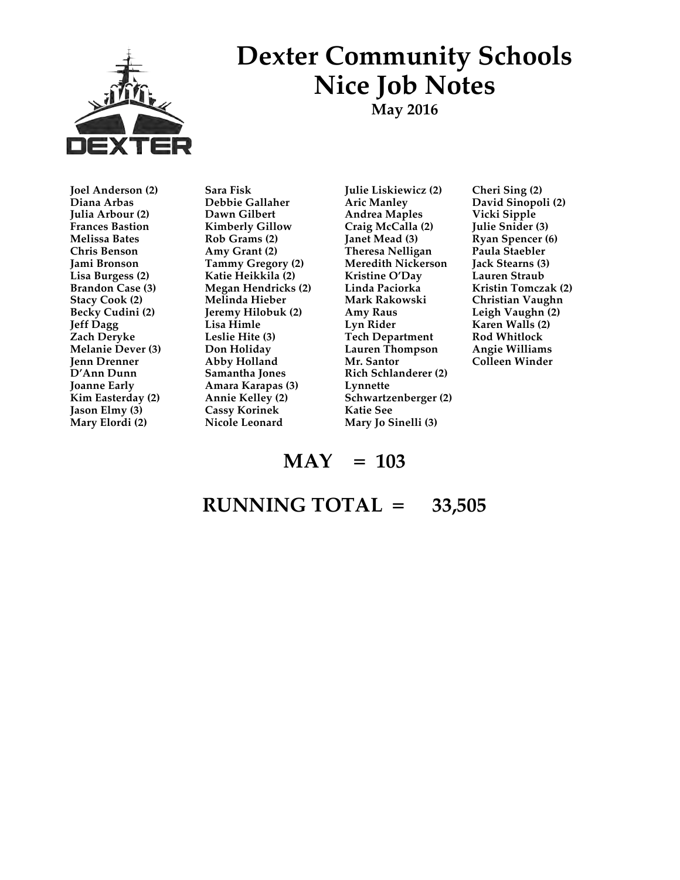# Dexter Community Schools
# Nice Job Notes

**May 2016**

Joel Anderson (2)
Diana Arbas
Julia Arbour (2)
Frances Bastion
Melissa Bates
Chris Benson
Jami Bronson
Lisa Burgess (2)
Brandon Case (3)
Stacy Cook (2)
Becky Cudini (2)
Jeff Dagg
Zach Deryke
Melanie Dever (3)
Jenn Drenner
D'Ann Dunn
Joanne Early
Kim Easterday (2)
Jason Elmy (3)
Mary Elordi (2)
Sara Fisk
Debbie Gallaher
Dawn Gilbert
Kimberly Gillow
Rob Grams (2)
Amy Grant (2)
Tammy Gregory (2)
Katie Heikkila (2)
Megan Hendricks (2)
Melinda Hieber
Jeremy Hilobuk (2)
Lisa Himle
Leslie Hite (3)
Don Holiday
Abby Holland
Samantha Jones
Amara Karapas (3)
Annie Kelley (2)
Cassy Korinek
Nicole Leonard
Julie Liskiewicz (2)
Aric Manley
Andrea Maples
Craig McCalla (2)
Janet Mead (3)
Theresa Nelligan
Meredith Nickerson
Kristine O'Day
Linda Paciorka
Mark Rakowski
Amy Raus
Lyn Rider
Tech Department
Lauren Thompson
Mr. Santor
Rich Schlanderer (2)
Lynnette Schwartzenberger (2)
Katie See
Mary Jo Sinelli (3)
Cheri Sing (2)
David Sinopoli (2)
Vicki Sipple
Julie Snider (3)
Ryan Spencer (6)
Paula Staebler
Jack Stearns (3)
Lauren Straub
Kristin Tomczak (2)
Christian Vaughn
Leigh Vaughn (2)
Karen Walls (2)
Rod Whitlock
Angie Williams
Colleen Winder

## MAY = 103

## RUNNING TOTAL = 33,505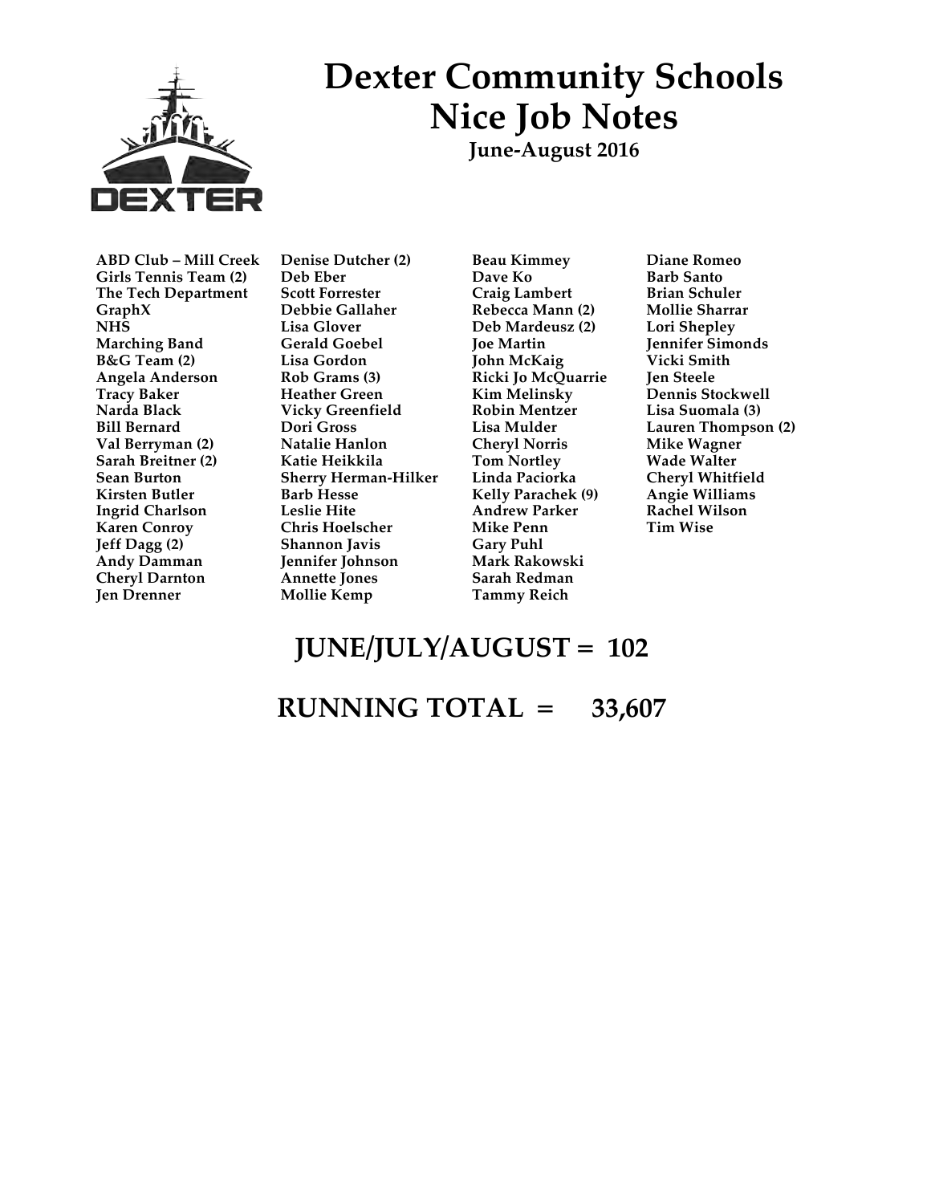# Dexter Community Schools
# Nice Job Notes

**June-August 2016**

ABD Club – Mill Creek
Girls Tennis Team (2)
The Tech Department
GraphX
NHS
Marching Band
B&G Team (2)
Angela Anderson
Tracy Baker
Narda Black
Bill Bernard
Val Berryman (2)
Sarah Breitner (2)
Sean Burton
Kirsten Butler
Ingrid Charlson
Karen Conroy
Jeff Dagg (2)
Andy Damman
Cheryl Darnton
Jen Drenner
Denise Dutcher (2)
Deb Eber
Scott Forrester
Debbie Gallaher
Lisa Glover
Gerald Goebel
Lisa Gordon
Rob Grams (3)
Heather Green
Vicky Greenfield
Dori Gross
Natalie Hanlon
Katie Heikkila
Sherry Herman-Hilker
Barb Hesse
Leslie Hite
Chris Hoelscher
Shannon Javis
Jennifer Johnson
Annette Jones
Mollie Kemp
Beau Kimmey
Dave Ko
Craig Lambert
Rebecca Mann (2)
Deb Mardeusz (2)
Joe Martin
John McKaig
Ricki Jo McQuarrie
Kim Melinsky
Robin Mentzer
Lisa Mulder
Cheryl Norris
Tom Nortley
Linda Paciorka
Kelly Parachek (9)
Andrew Parker
Mike Penn
Gary Puhl
Mark Rakowski
Sarah Redman
Tammy Reich
Diane Romeo
Barb Santo
Brian Schuler
Mollie Sharrar
Lori Shepley
Jennifer Simonds
Vicki Smith
Jen Steele
Dennis Stockwell
Lisa Suomala (3)
Lauren Thompson (2)
Mike Wagner
Wade Walter
Cheryl Whitfield
Angie Williams
Rachel Wilson
Tim Wise

## JUNE/JULY/AUGUST = 102

## RUNNING TOTAL = 33,607